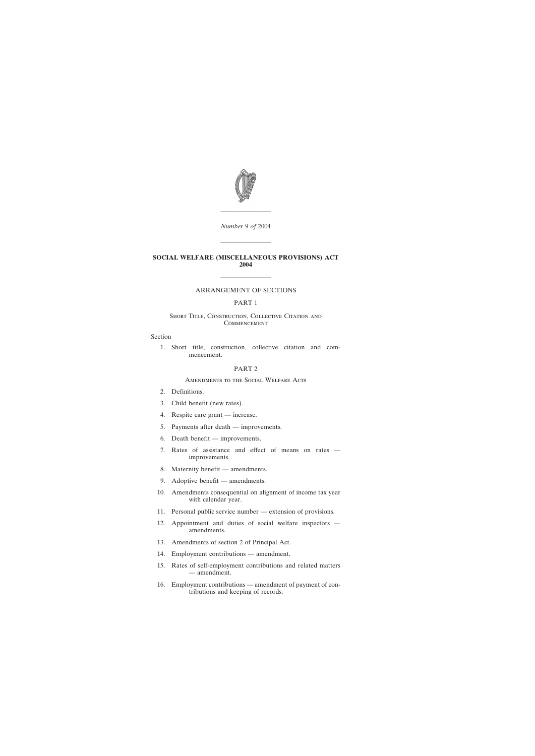*Number* 9 *of* 2004

---

# SOCIAL WELFARE (MISCELLANEOUS PROVISIONS) ACT 2004

---

ARRANGEMENT OF SECTIONS

PART 1

Short Title, Construction, Collective Citation and Commencement

Section

1. Short title, construction, collective citation and commencement.

PART 2

Amendments to the Social Welfare Acts

2. Definitions.
3. Child benefit (new rates).
4. Respite care grant — increase.
5. Payments after death — improvements.
6. Death benefit — improvements.
7. Rates of assistance and effect of means on rates — improvements.
8. Maternity benefit — amendments.
9. Adoptive benefit — amendments.
10. Amendments consequential on alignment of income tax year with calendar year.
11. Personal public service number — extension of provisions.
12. Appointment and duties of social welfare inspectors — amendments.
13. Amendments of section 2 of Principal Act.
14. Employment contributions — amendment.
15. Rates of self-employment contributions and related matters — amendment.
16. Employment contributions — amendment of payment of contributions and keeping of records.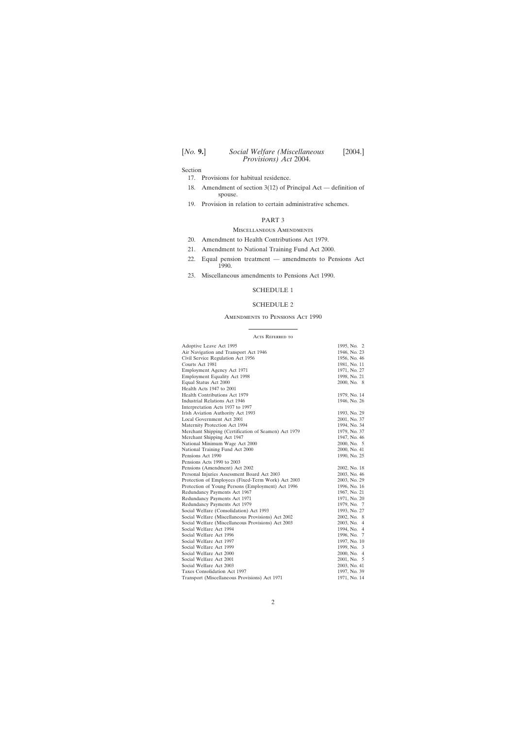Section

17. Provisions for habitual residence.

18. Amendment of section 3(12) of Principal Act — definition of spouse.

19. Provision in relation to certain administrative schemes.

PART 3

Miscellaneous Amendments

20. Amendment to Health Contributions Act 1979.

21. Amendment to National Training Fund Act 2000.

22. Equal pension treatment — amendments to Pensions Act 1990.

23. Miscellaneous amendments to Pensions Act 1990.

SCHEDULE 1

SCHEDULE 2

Amendments to Pensions Act 1990

---

Acts Referred to

| | |
|---|---|
| Adoptive Leave Act 1995 | 1995, No. 2 |
| Air Navigation and Transport Act 1946 | 1946, No. 23 |
| Civil Service Regulation Act 1956 | 1956, No. 46 |
| Courts Act 1981 | 1981, No. 11 |
| Employment Agency Act 1971 | 1971, No. 27 |
| Employment Equality Act 1998 | 1998, No. 21 |
| Equal Status Act 2000 | 2000, No. 8 |
| Health Acts 1947 to 2001 | |
| Health Contributions Act 1979 | 1979, No. 14 |
| Industrial Relations Act 1946 | 1946, No. 26 |
| Interpretation Acts 1937 to 1997 | |
| Irish Aviation Authority Act 1993 | 1993, No. 29 |
| Local Government Act 2001 | 2001, No. 37 |
| Maternity Protection Act 1994 | 1994, No. 34 |
| Merchant Shipping (Certification of Seamen) Act 1979 | 1979, No. 37 |
| Merchant Shipping Act 1947 | 1947, No. 46 |
| National Minimum Wage Act 2000 | 2000, No. 5 |
| National Training Fund Act 2000 | 2000, No. 41 |
| Pensions Act 1990 | 1990, No. 25 |
| Pensions Acts 1990 to 2003 | |
| Pensions (Amendment) Act 2002 | 2002, No. 18 |
| Personal Injuries Assessment Board Act 2003 | 2003, No. 46 |
| Protection of Employees (Fixed-Term Work) Act 2003 | 2003, No. 29 |
| Protection of Young Persons (Employment) Act 1996 | 1996, No. 16 |
| Redundancy Payments Act 1967 | 1967, No. 21 |
| Redundancy Payments Act 1971 | 1971, No. 20 |
| Redundancy Payments Act 1979 | 1979, No. 7 |
| Social Welfare (Consolidation) Act 1993 | 1993, No. 27 |
| Social Welfare (Miscellaneous Provisions) Act 2002 | 2002, No. 8 |
| Social Welfare (Miscellaneous Provisions) Act 2003 | 2003, No. 4 |
| Social Welfare Act 1994 | 1994, No. 4 |
| Social Welfare Act 1996 | 1996, No. 7 |
| Social Welfare Act 1997 | 1997, No. 10 |
| Social Welfare Act 1999 | 1999, No. 3 |
| Social Welfare Act 2000 | 2000, No. 4 |
| Social Welfare Act 2001 | 2001, No. 5 |
| Social Welfare Act 2003 | 2003, No. 41 |
| Taxes Consolidation Act 1997 | 1997, No. 39 |
| Transport (Miscellaneous Provisions) Act 1971 | 1971, No. 14 |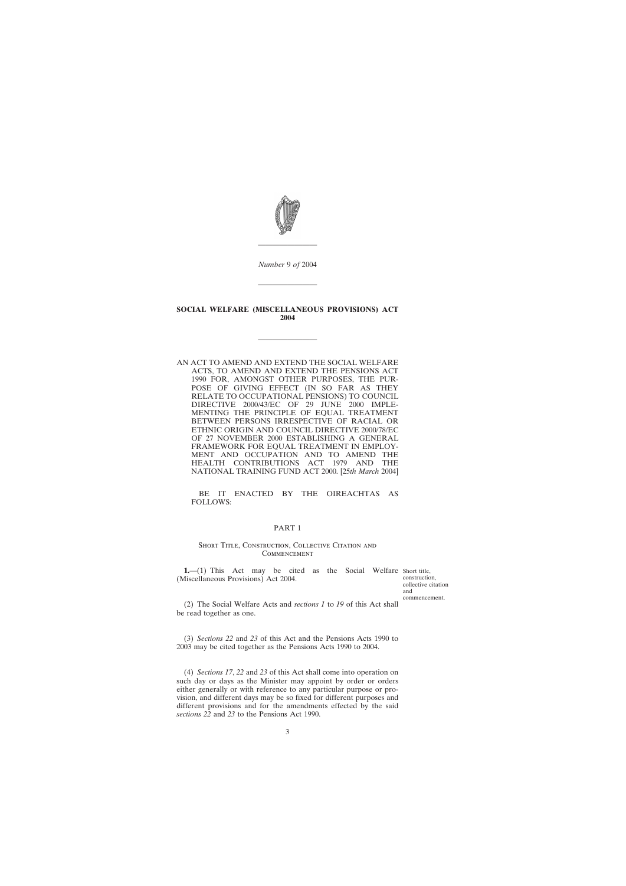*Number* 9 *of* 2004

---

# SOCIAL WELFARE (MISCELLANEOUS PROVISIONS) ACT 2004

---

AN ACT TO AMEND AND EXTEND THE SOCIAL WELFARE ACTS, TO AMEND AND EXTEND THE PENSIONS ACT 1990 FOR, AMONGST OTHER PURPOSES, THE PURPOSE OF GIVING EFFECT (IN SO FAR AS THEY RELATE TO OCCUPATIONAL PENSIONS) TO COUNCIL DIRECTIVE 2000/43/EC OF 29 JUNE 2000 IMPLEMENTING THE PRINCIPLE OF EQUAL TREATMENT BETWEEN PERSONS IRRESPECTIVE OF RACIAL OR ETHNIC ORIGIN AND COUNCIL DIRECTIVE 2000/78/EC OF 27 NOVEMBER 2000 ESTABLISHING A GENERAL FRAMEWORK FOR EQUAL TREATMENT IN EMPLOYMENT AND OCCUPATION AND TO AMEND THE HEALTH CONTRIBUTIONS ACT 1979 AND THE NATIONAL TRAINING FUND ACT 2000. [25*th March* 2004]

BE IT ENACTED BY THE OIREACHTAS AS FOLLOWS:

## PART 1

### Short Title, Construction, Collective Citation and Commencement

**1.**—(1) This Act may be cited as the Social Welfare (Miscellaneous Provisions) Act 2004.

*Short title, construction, collective citation and commencement.*

(2) The Social Welfare Acts and *sections 1* to *19* of this Act shall be read together as one.

(3) *Sections 22* and *23* of this Act and the Pensions Acts 1990 to 2003 may be cited together as the Pensions Acts 1990 to 2004.

(4) *Sections 17*, *22* and *23* of this Act shall come into operation on such day or days as the Minister may appoint by order or orders either generally or with reference to any particular purpose or provision, and different days may be so fixed for different purposes and different provisions and for the amendments effected by the said *sections 22* and *23* to the Pensions Act 1990.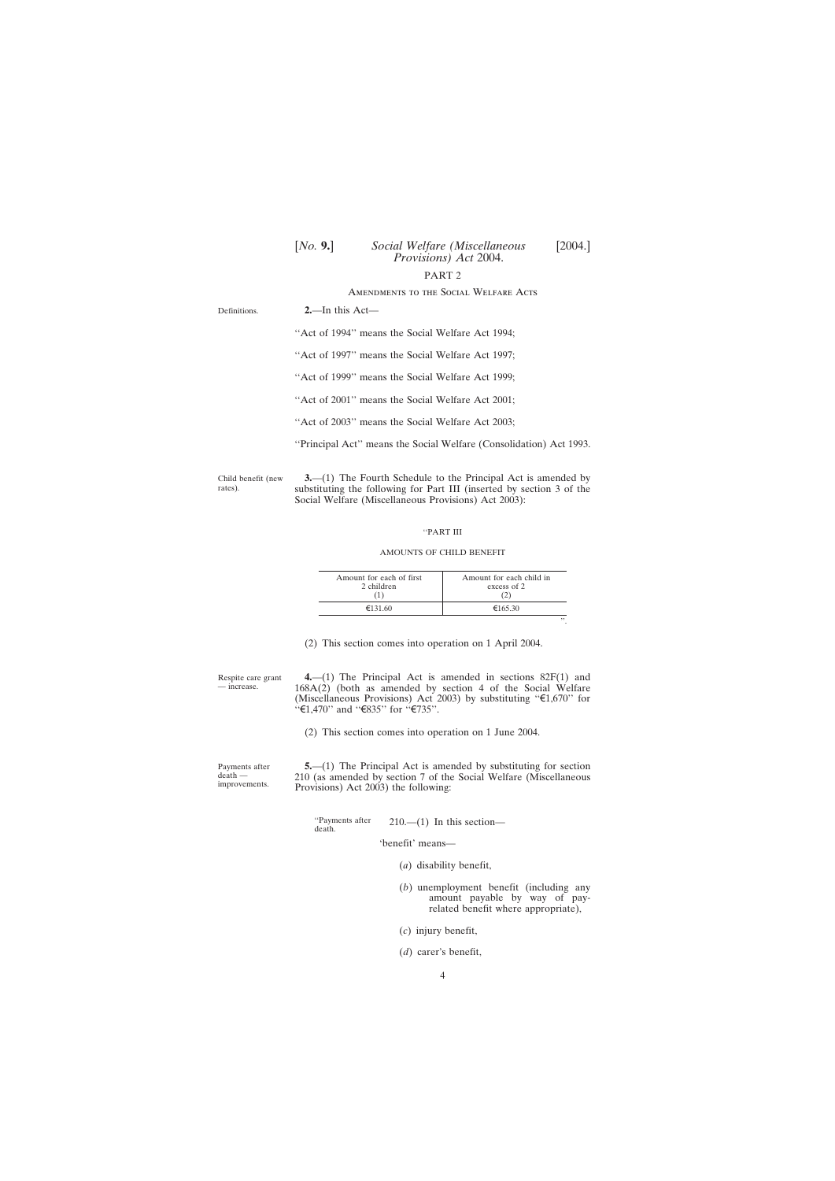PART 2

AMENDMENTS TO THE SOCIAL WELFARE ACTS

Definitions.

**2.**—In this Act—

''Act of 1994'' means the Social Welfare Act 1994;

''Act of 1997'' means the Social Welfare Act 1997;

''Act of 1999'' means the Social Welfare Act 1999;

''Act of 2001'' means the Social Welfare Act 2001;

''Act of 2003'' means the Social Welfare Act 2003;

''Principal Act'' means the Social Welfare (Consolidation) Act 1993.

Child benefit (new rates).

**3.**—(1) The Fourth Schedule to the Principal Act is amended by substituting the following for Part III (inserted by section 3 of the Social Welfare (Miscellaneous Provisions) Act 2003):

''PART III

AMOUNTS OF CHILD BENEFIT

| Amount for each of first 2 children (1) | Amount for each child in excess of 2 (2) |
|---|---|
| €131.60 | €165.30 |

''.

(2) This section comes into operation on 1 April 2004.

Respite care grant — increase.

**4.**—(1) The Principal Act is amended in sections 82F(1) and 168A(2) (both as amended by section 4 of the Social Welfare (Miscellaneous Provisions) Act 2003) by substituting ''€1,670'' for ''€1,470'' and ''€835'' for ''€735''.

(2) This section comes into operation on 1 June 2004.

Payments after death — improvements.

**5.**—(1) The Principal Act is amended by substituting for section 210 (as amended by section 7 of the Social Welfare (Miscellaneous Provisions) Act 2003) the following:

''Payments after death.

210.—(1) In this section—

'benefit' means—

(*a*) disability benefit,

(*b*) unemployment benefit (including any amount payable by way of pay-related benefit where appropriate),

(*c*) injury benefit,

(*d*) carer's benefit,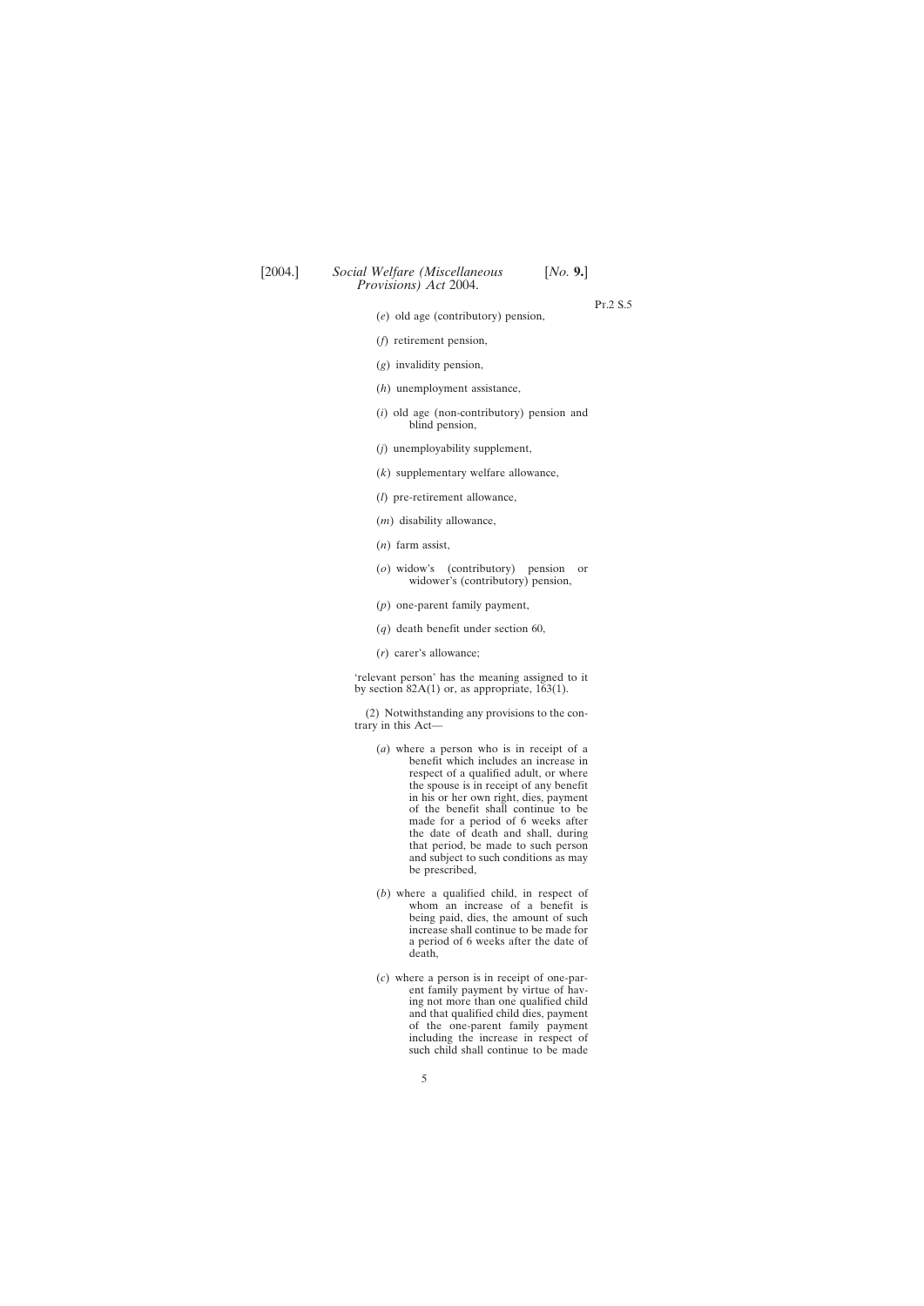(*e*) old age (contributory) pension,

(*f*) retirement pension,

(*g*) invalidity pension,

(*h*) unemployment assistance,

(*i*) old age (non-contributory) pension and blind pension,

(*j*) unemployability supplement,

(*k*) supplementary welfare allowance,

(*l*) pre-retirement allowance,

(*m*) disability allowance,

(*n*) farm assist,

(*o*) widow's (contributory) pension or widower's (contributory) pension,

(*p*) one-parent family payment,

(*q*) death benefit under section 60,

(*r*) carer's allowance;

'relevant person' has the meaning assigned to it by section 82A(1) or, as appropriate, 163(1).

(2) Notwithstanding any provisions to the contrary in this Act—

(*a*) where a person who is in receipt of a benefit which includes an increase in respect of a qualified adult, or where the spouse is in receipt of any benefit in his or her own right, dies, payment of the benefit shall continue to be made for a period of 6 weeks after the date of death and shall, during that period, be made to such person and subject to such conditions as may be prescribed,

(*b*) where a qualified child, in respect of whom an increase of a benefit is being paid, dies, the amount of such increase shall continue to be made for a period of 6 weeks after the date of death,

(*c*) where a person is in receipt of one-parent family payment by virtue of having not more than one qualified child and that qualified child dies, payment of the one-parent family payment including the increase in respect of such child shall continue to be made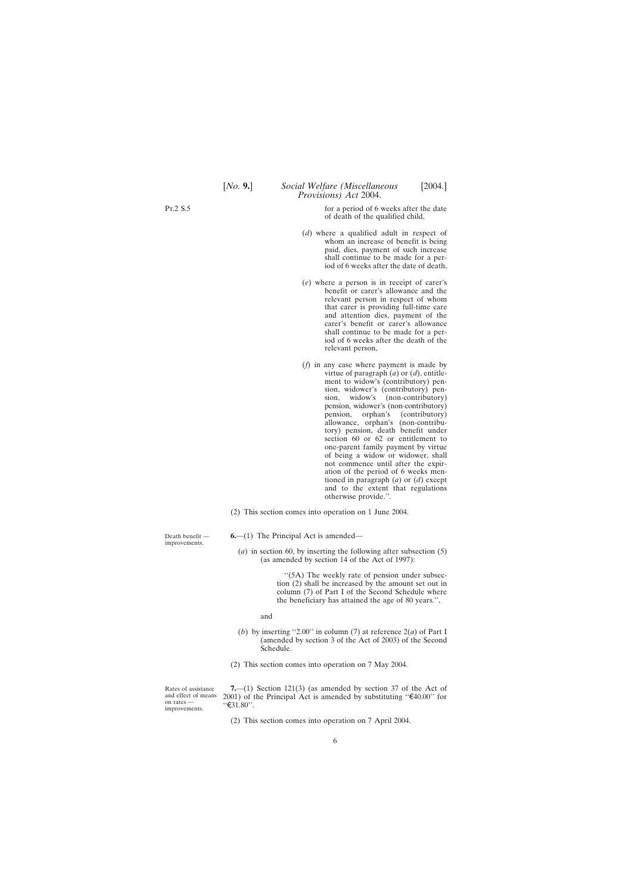for a period of 6 weeks after the date of death of the qualified child,

(*d*) where a qualified adult in respect of whom an increase of benefit is being paid, dies, payment of such increase shall continue to be made for a period of 6 weeks after the date of death,

(*e*) where a person is in receipt of carer's benefit or carer's allowance and the relevant person in respect of whom that carer is providing full-time care and attention dies, payment of the carer's benefit or carer's allowance shall continue to be made for a period of 6 weeks after the death of the relevant person,

(*f*) in any case where payment is made by virtue of paragraph (*a*) or (*d*), entitlement to widow's (contributory) pension, widower's (contributory) pension, widow's (non-contributory) pension, widower's (non-contributory) pension, orphan's (contributory) allowance, orphan's (non-contributory) pension, death benefit under section 60 or 62 or entitlement to one-parent family payment by virtue of being a widow or widower, shall not commence until after the expiration of the period of 6 weeks mentioned in paragraph (*a*) or (*d*) except and to the extent that regulations otherwise provide.''.

(2) This section comes into operation on 1 June 2004.

Death benefit — improvements.

**6.**—(1) The Principal Act is amended—

(*a*) in section 60, by inserting the following after subsection (5) (as amended by section 14 of the Act of 1997):

''(5A) The weekly rate of pension under subsection (2) shall be increased by the amount set out in column (7) of Part I of the Second Schedule where the beneficiary has attained the age of 80 years.'',

and

(*b*) by inserting ''2.00'' in column (7) at reference 2(*a*) of Part I (amended by section 3 of the Act of 2003) of the Second Schedule.

(2) This section comes into operation on 7 May 2004.

Rates of assistance and effect of means on rates — improvements.

**7.**—(1) Section 121(3) (as amended by section 37 of the Act of 2001) of the Principal Act is amended by substituting ''€40.00'' for ''€31.80''.

(2) This section comes into operation on 7 April 2004.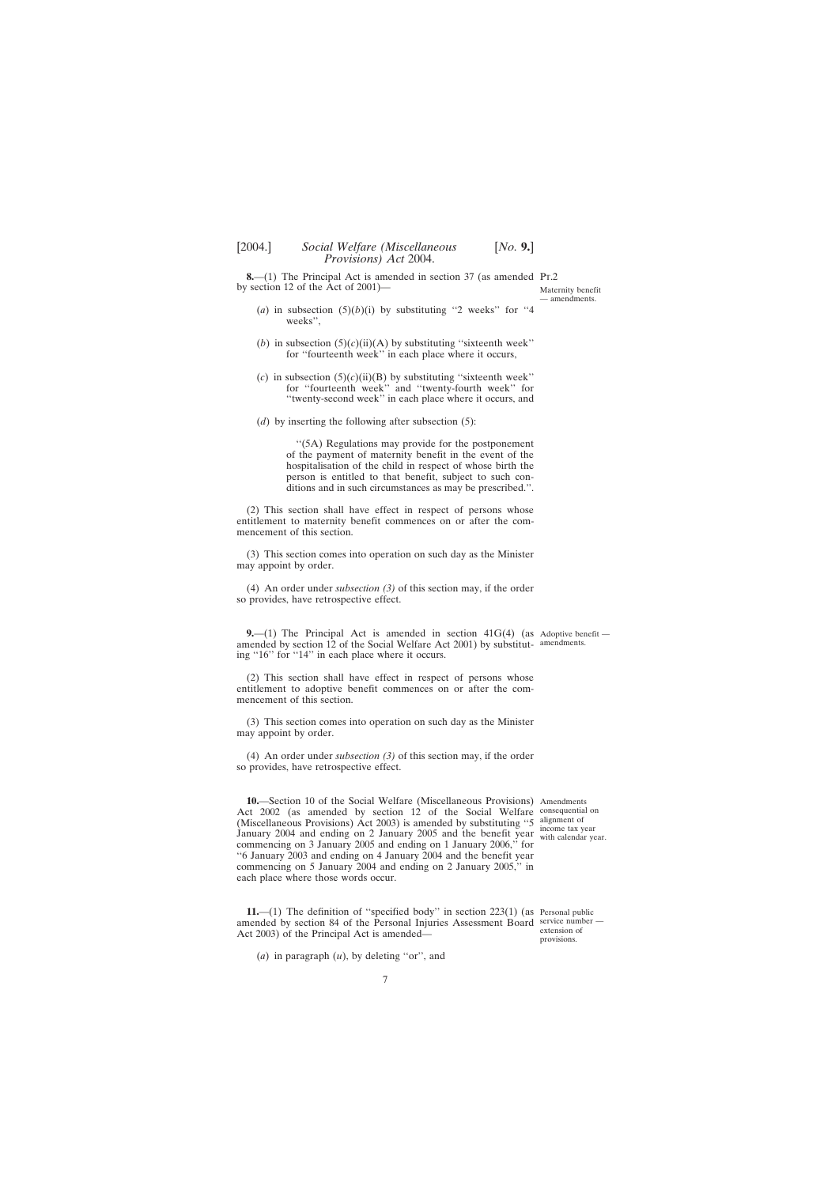**8.**—(1) The Principal Act is amended in section 37 (as amended by section 12 of the Act of 2001)—

Maternity benefit — amendments.

(*a*) in subsection (5)(*b*)(i) by substituting ''2 weeks'' for ''4 weeks'',

(*b*) in subsection (5)(*c*)(ii)(A) by substituting ''sixteenth week'' for ''fourteenth week'' in each place where it occurs,

(*c*) in subsection (5)(*c*)(ii)(B) by substituting ''sixteenth week'' for ''fourteenth week'' and ''twenty-fourth week'' for ''twenty-second week'' in each place where it occurs, and

(*d*) by inserting the following after subsection (5):

> ''(5A) Regulations may provide for the postponement of the payment of maternity benefit in the event of the hospitalisation of the child in respect of whose birth the person is entitled to that benefit, subject to such conditions and in such circumstances as may be prescribed.''.

(2) This section shall have effect in respect of persons whose entitlement to maternity benefit commences on or after the commencement of this section.

(3) This section comes into operation on such day as the Minister may appoint by order.

(4) An order under *subsection (3)* of this section may, if the order so provides, have retrospective effect.

**9.**—(1) The Principal Act is amended in section 41G(4) (as amended by section 12 of the Social Welfare Act 2001) by substituting ''16'' for ''14'' in each place where it occurs.

Adoptive benefit — amendments.

(2) This section shall have effect in respect of persons whose entitlement to adoptive benefit commences on or after the commencement of this section.

(3) This section comes into operation on such day as the Minister may appoint by order.

(4) An order under *subsection (3)* of this section may, if the order so provides, have retrospective effect.

**10.**—Section 10 of the Social Welfare (Miscellaneous Provisions) Act 2002 (as amended by section 12 of the Social Welfare (Miscellaneous Provisions) Act 2003) is amended by substituting ''5 January 2004 and ending on 2 January 2005 and the benefit year commencing on 3 January 2005 and ending on 1 January 2006,'' for ''6 January 2003 and ending on 4 January 2004 and the benefit year commencing on 5 January 2004 and ending on 2 January 2005,'' in each place where those words occur.

Amendments consequential on alignment of income tax year with calendar year.

**11.**—(1) The definition of ''specified body'' in section 223(1) (as amended by section 84 of the Personal Injuries Assessment Board Act 2003) of the Principal Act is amended—

Personal public service number — extension of provisions.

(*a*) in paragraph (*u*), by deleting ''or'', and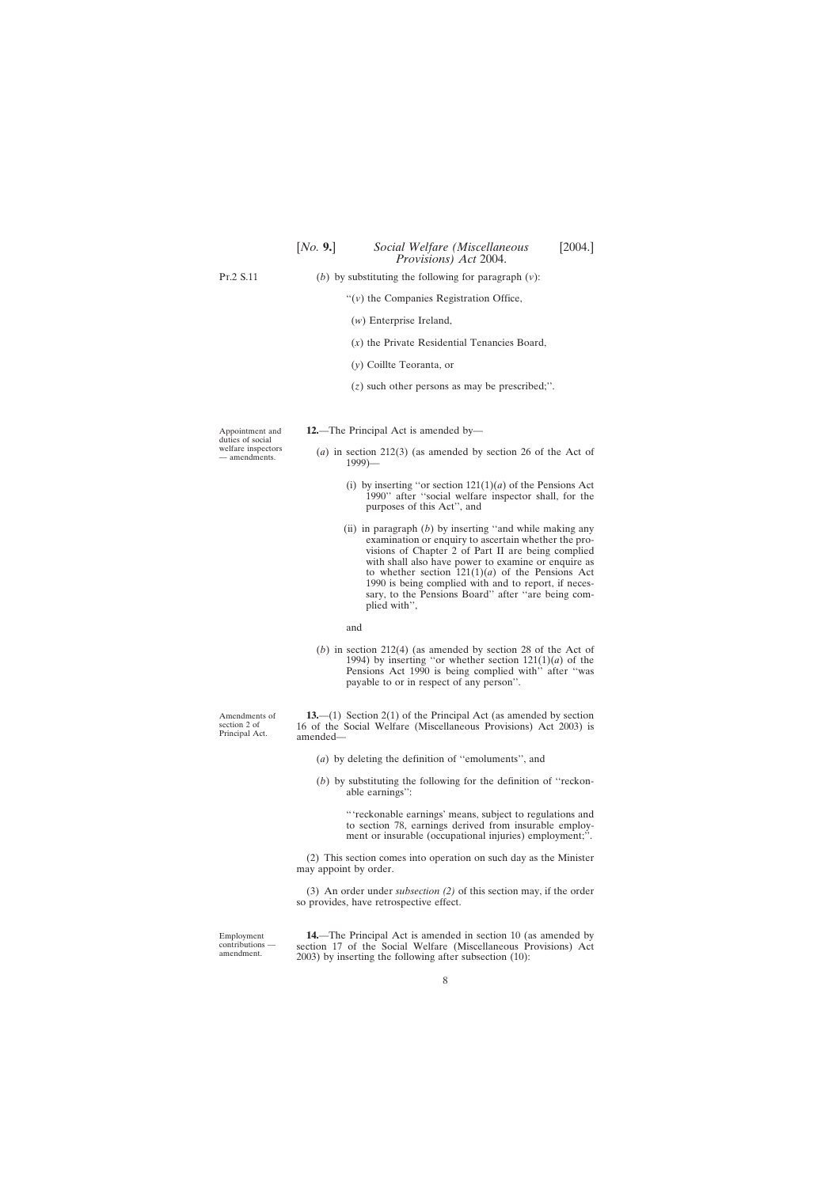Pt.2 S.11

(*b*) by substituting the following for paragraph (*v*):

"(*v*) the Companies Registration Office,

(*w*) Enterprise Ireland,

(*x*) the Private Residential Tenancies Board,

(*y*) Coillte Teoranta, or

(*z*) such other persons as may be prescribed;".

Appointment and duties of social welfare inspectors — amendments.

**12.**—The Principal Act is amended by—

(*a*) in section 212(3) (as amended by section 26 of the Act of 1999)—

(i) by inserting "or section 121(1)(*a*) of the Pensions Act 1990" after "social welfare inspector shall, for the purposes of this Act", and

(ii) in paragraph (*b*) by inserting "and while making any examination or enquiry to ascertain whether the provisions of Chapter 2 of Part II are being complied with shall also have power to examine or enquire as to whether section 121(1)(*a*) of the Pensions Act 1990 is being complied with and to report, if necessary, to the Pensions Board" after "are being complied with",

and

(*b*) in section 212(4) (as amended by section 28 of the Act of 1994) by inserting "or whether section 121(1)(*a*) of the Pensions Act 1990 is being complied with" after "was payable to or in respect of any person".

Amendments of section 2 of Principal Act.

**13.**—(1) Section 2(1) of the Principal Act (as amended by section 16 of the Social Welfare (Miscellaneous Provisions) Act 2003) is amended—

(*a*) by deleting the definition of "emoluments", and

(*b*) by substituting the following for the definition of "reckonable earnings":

"'reckonable earnings' means, subject to regulations and to section 78, earnings derived from insurable employment or insurable (occupational injuries) employment;".

(2) This section comes into operation on such day as the Minister may appoint by order.

(3) An order under *subsection (2)* of this section may, if the order so provides, have retrospective effect.

Employment contributions — amendment.

**14.**—The Principal Act is amended in section 10 (as amended by section 17 of the Social Welfare (Miscellaneous Provisions) Act 2003) by inserting the following after subsection (10):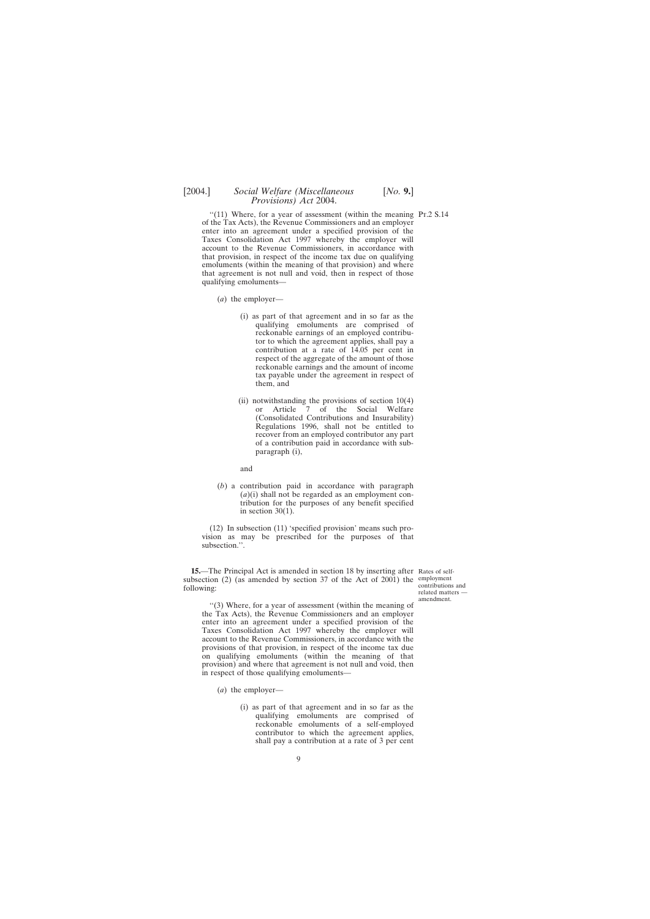"(11) Where, for a year of assessment (within the meaning of the Tax Acts), the Revenue Commissioners and an employer enter into an agreement under a specified provision of the Taxes Consolidation Act 1997 whereby the employer will account to the Revenue Commissioners, in accordance with that provision, in respect of the income tax due on qualifying emoluments (within the meaning of that provision) and where that agreement is not null and void, then in respect of those qualifying emoluments—

(*a*) the employer—

(i) as part of that agreement and in so far as the qualifying emoluments are comprised of reckonable earnings of an employed contributor to which the agreement applies, shall pay a contribution at a rate of 14.05 per cent in respect of the aggregate of the amount of those reckonable earnings and the amount of income tax payable under the agreement in respect of them, and

(ii) notwithstanding the provisions of section 10(4) or Article 7 of the Social Welfare (Consolidated Contributions and Insurability) Regulations 1996, shall not be entitled to recover from an employed contributor any part of a contribution paid in accordance with subparagraph (i),

and

(*b*) a contribution paid in accordance with paragraph (*a*)(i) shall not be regarded as an employment contribution for the purposes of any benefit specified in section 30(1).

(12) In subsection (11) 'specified provision' means such provision as may be prescribed for the purposes of that subsection.".

**15.**—The Principal Act is amended in section 18 by inserting after subsection (2) (as amended by section 37 of the Act of 2001) the following:

Rates of self-employment contributions and related matters — amendment.

"(3) Where, for a year of assessment (within the meaning of the Tax Acts), the Revenue Commissioners and an employer enter into an agreement under a specified provision of the Taxes Consolidation Act 1997 whereby the employer will account to the Revenue Commissioners, in accordance with the provisions of that provision, in respect of the income tax due on qualifying emoluments (within the meaning of that provision) and where that agreement is not null and void, then in respect of those qualifying emoluments—

(*a*) the employer—

(i) as part of that agreement and in so far as the qualifying emoluments are comprised of reckonable emoluments of a self-employed contributor to which the agreement applies, shall pay a contribution at a rate of 3 per cent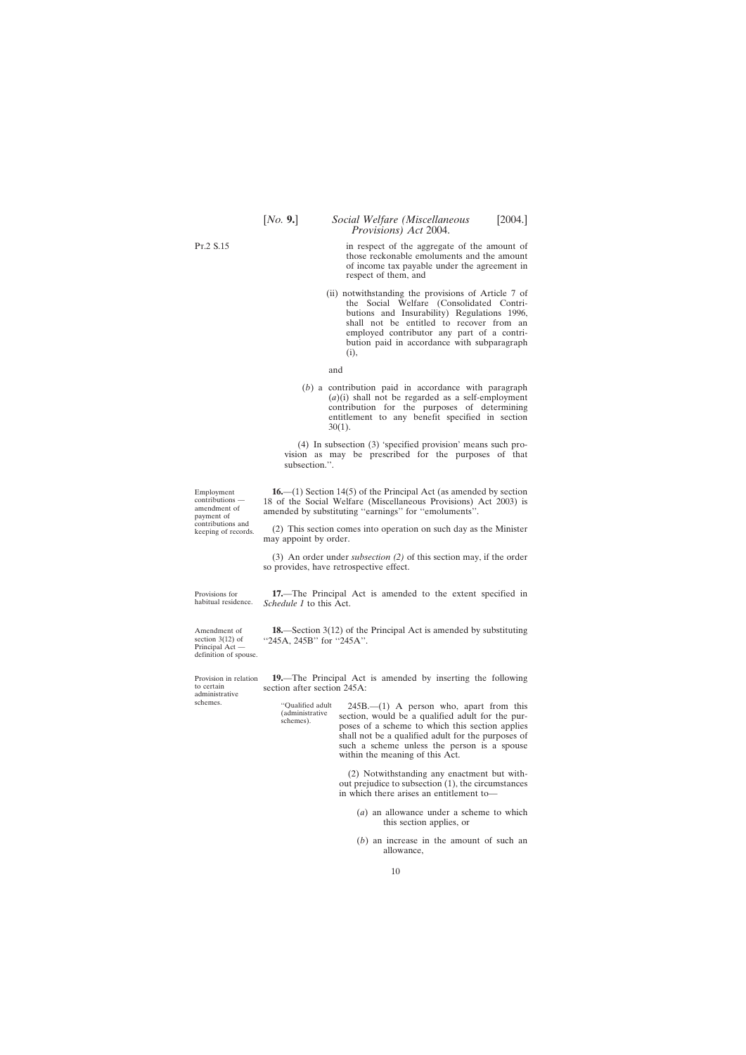in respect of the aggregate of the amount of those reckonable emoluments and the amount of income tax payable under the agreement in respect of them, and

(ii) notwithstanding the provisions of Article 7 of the Social Welfare (Consolidated Contributions and Insurability) Regulations 1996, shall not be entitled to recover from an employed contributor any part of a contribution paid in accordance with subparagraph (i),

and

(*b*) a contribution paid in accordance with paragraph (*a*)(i) shall not be regarded as a self-employment contribution for the purposes of determining entitlement to any benefit specified in section 30(1).

(4) In subsection (3) 'specified provision' means such provision as may be prescribed for the purposes of that subsection.''.

Employment contributions — amendment of payment of contributions and keeping of records.

**16.**—(1) Section 14(5) of the Principal Act (as amended by section 18 of the Social Welfare (Miscellaneous Provisions) Act 2003) is amended by substituting ''earnings'' for ''emoluments''.

(2) This section comes into operation on such day as the Minister may appoint by order.

(3) An order under *subsection (2)* of this section may, if the order so provides, have retrospective effect.

Provisions for habitual residence.

**17.**—The Principal Act is amended to the extent specified in *Schedule 1* to this Act.

Amendment of section 3(12) of Principal Act — definition of spouse.

**18.**—Section 3(12) of the Principal Act is amended by substituting ''245A, 245B'' for ''245A''.

Provision in relation to certain administrative schemes.

**19.**—The Principal Act is amended by inserting the following section after section 245A:

''Qualified adult (administrative schemes).

245B.—(1) A person who, apart from this section, would be a qualified adult for the purposes of a scheme to which this section applies shall not be a qualified adult for the purposes of such a scheme unless the person is a spouse within the meaning of this Act.

(2) Notwithstanding any enactment but without prejudice to subsection (1), the circumstances in which there arises an entitlement to—

(*a*) an allowance under a scheme to which this section applies, or

(*b*) an increase in the amount of such an allowance,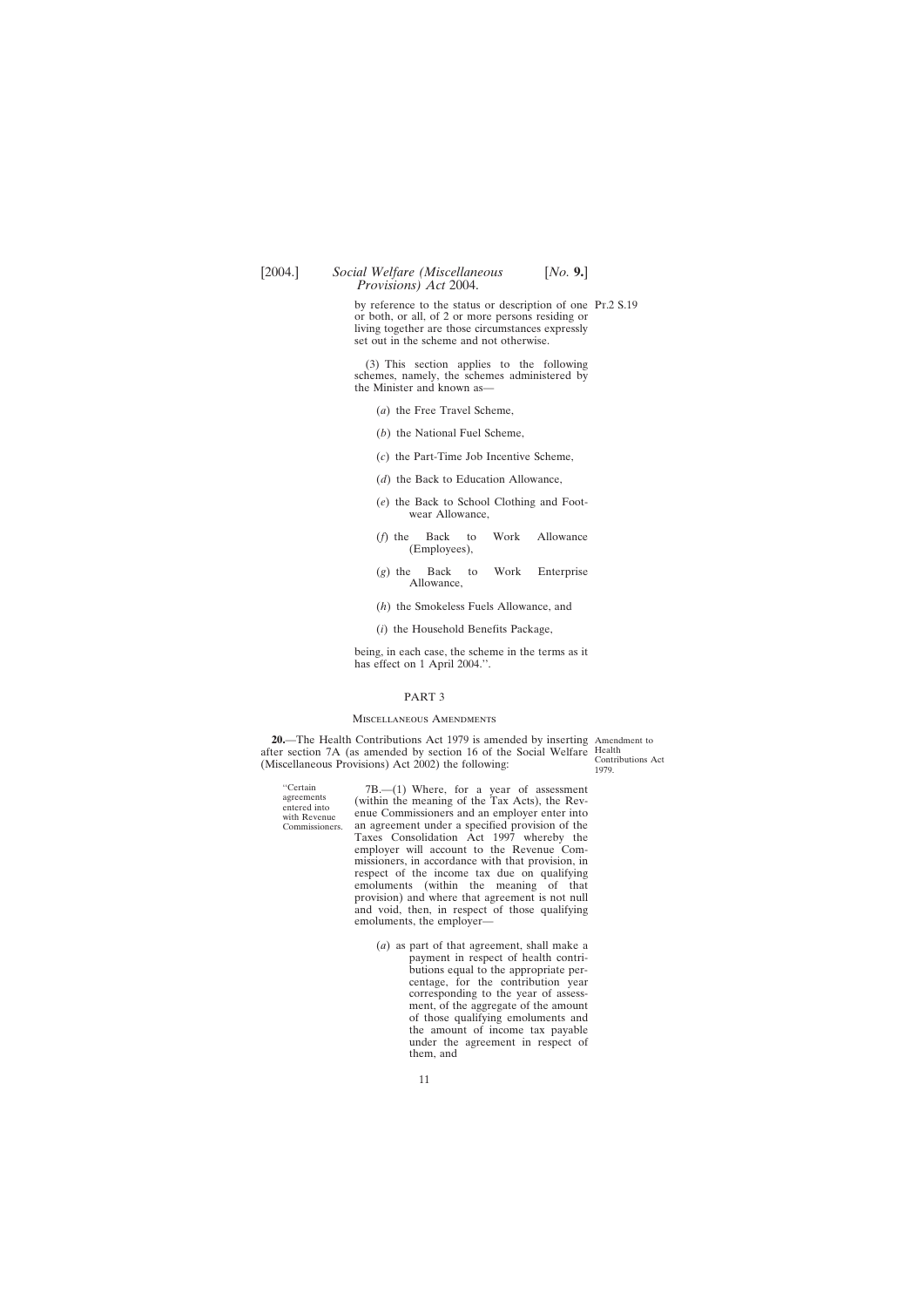by reference to the status or description of one or both, or all, of 2 or more persons residing or living together are those circumstances expressly set out in the scheme and not otherwise.

Pt.2 S.19

(3) This section applies to the following schemes, namely, the schemes administered by the Minister and known as—

(*a*) the Free Travel Scheme,

(*b*) the National Fuel Scheme,

(*c*) the Part-Time Job Incentive Scheme,

(*d*) the Back to Education Allowance,

(*e*) the Back to School Clothing and Footwear Allowance,

(*f*) the Back to Work Allowance (Employees),

(*g*) the Back to Work Enterprise Allowance,

(*h*) the Smokeless Fuels Allowance, and

(*i*) the Household Benefits Package,

being, in each case, the scheme in the terms as it has effect on 1 April 2004.''.

## PART 3

### Miscellaneous Amendments

Amendment to Health Contributions Act 1979.

**20.**—The Health Contributions Act 1979 is amended by inserting after section 7A (as amended by section 16 of the Social Welfare (Miscellaneous Provisions) Act 2002) the following:

''Certain agreements entered into with Revenue Commissioners.

7B.—(1) Where, for a year of assessment (within the meaning of the Tax Acts), the Revenue Commissioners and an employer enter into an agreement under a specified provision of the Taxes Consolidation Act 1997 whereby the employer will account to the Revenue Commissioners, in accordance with that provision, in respect of the income tax due on qualifying emoluments (within the meaning of that provision) and where that agreement is not null and void, then, in respect of those qualifying emoluments, the employer—

(*a*) as part of that agreement, shall make a payment in respect of health contributions equal to the appropriate percentage, for the contribution year corresponding to the year of assessment, of the aggregate of the amount of those qualifying emoluments and the amount of income tax payable under the agreement in respect of them, and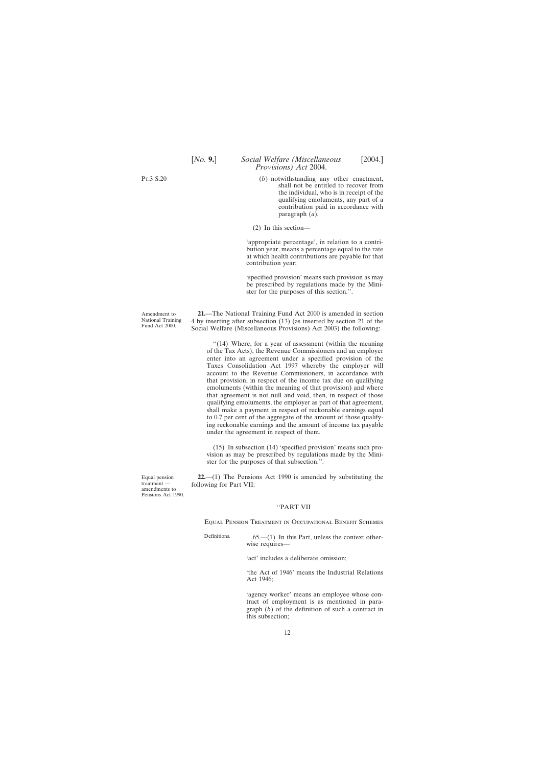Pt.3 S.20

(*b*) notwithstanding any other enactment, shall not be entitled to recover from the individual, who is in receipt of the qualifying emoluments, any part of a contribution paid in accordance with paragraph (*a*).

(2) In this section—

'appropriate percentage', in relation to a contribution year, means a percentage equal to the rate at which health contributions are payable for that contribution year;

'specified provision' means such provision as may be prescribed by regulations made by the Minister for the purposes of this section.''.

Amendment to National Training Fund Act 2000.

**21.**—The National Training Fund Act 2000 is amended in section 4 by inserting after subsection (13) (as inserted by section 21 of the Social Welfare (Miscellaneous Provisions) Act 2003) the following:

''(14) Where, for a year of assessment (within the meaning of the Tax Acts), the Revenue Commissioners and an employer enter into an agreement under a specified provision of the Taxes Consolidation Act 1997 whereby the employer will account to the Revenue Commissioners, in accordance with that provision, in respect of the income tax due on qualifying emoluments (within the meaning of that provision) and where that agreement is not null and void, then, in respect of those qualifying emoluments, the employer as part of that agreement, shall make a payment in respect of reckonable earnings equal to 0.7 per cent of the aggregate of the amount of those qualifying reckonable earnings and the amount of income tax payable under the agreement in respect of them.

(15) In subsection (14) 'specified provision' means such provision as may be prescribed by regulations made by the Minister for the purposes of that subsection.''.

Equal pension treatment — amendments to Pensions Act 1990.

**22.**—(1) The Pensions Act 1990 is amended by substituting the following for Part VII:

''PART VII

Equal Pension Treatment in Occupational Benefit Schemes

Definitions.

65.—(1) In this Part, unless the context otherwise requires—

'act' includes a deliberate omission;

'the Act of 1946' means the Industrial Relations Act 1946;

'agency worker' means an employee whose contract of employment is as mentioned in paragraph (*b*) of the definition of such a contract in this subsection;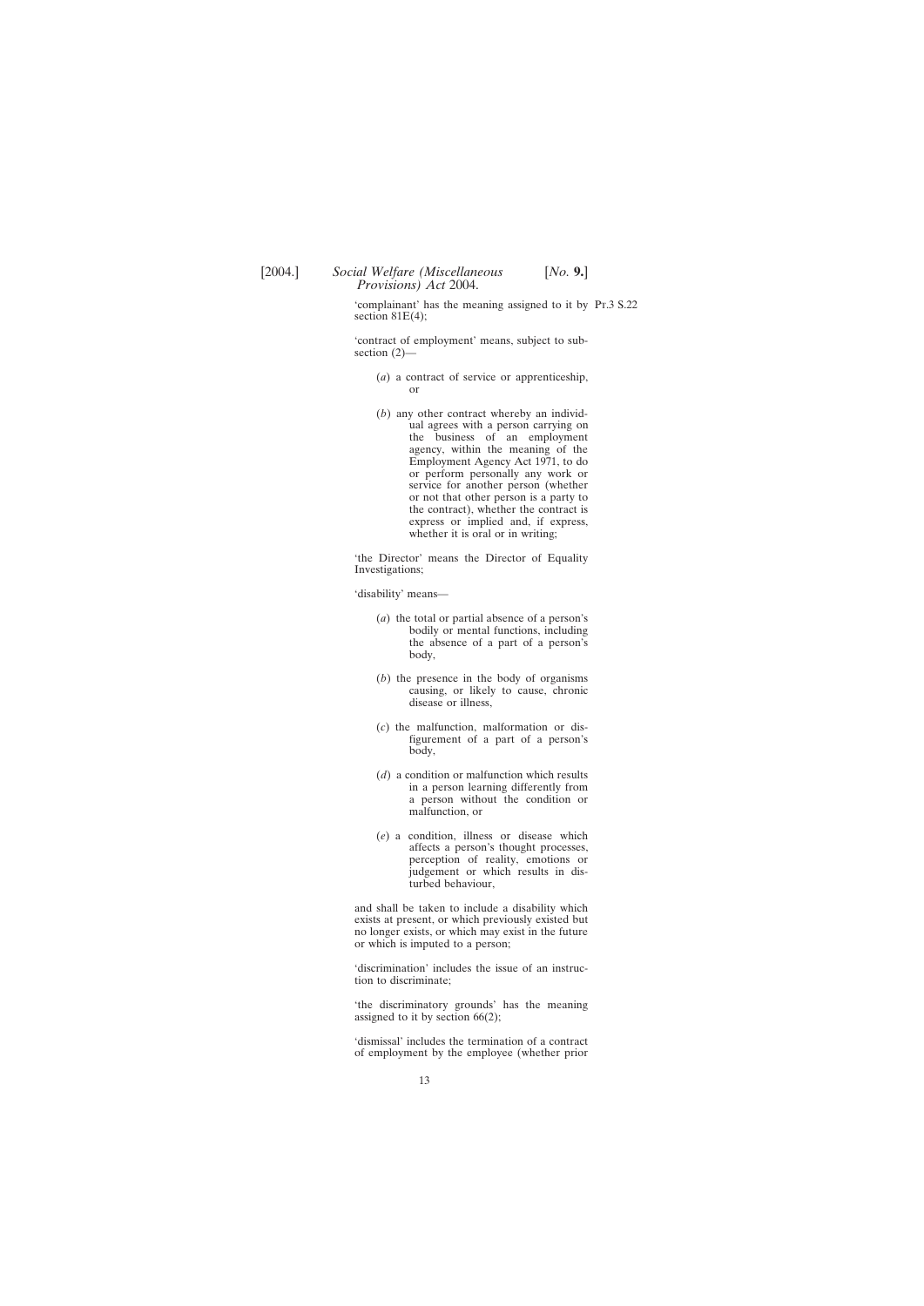'complainant' has the meaning assigned to it by section 81E(4);

'contract of employment' means, subject to subsection (2)—

(*a*) a contract of service or apprenticeship, or

(*b*) any other contract whereby an individual agrees with a person carrying on the business of an employment agency, within the meaning of the Employment Agency Act 1971, to do or perform personally any work or service for another person (whether or not that other person is a party to the contract), whether the contract is express or implied and, if express, whether it is oral or in writing;

'the Director' means the Director of Equality Investigations;

'disability' means—

(*a*) the total or partial absence of a person's bodily or mental functions, including the absence of a part of a person's body,

(*b*) the presence in the body of organisms causing, or likely to cause, chronic disease or illness,

(*c*) the malfunction, malformation or disfigurement of a part of a person's body,

(*d*) a condition or malfunction which results in a person learning differently from a person without the condition or malfunction, or

(*e*) a condition, illness or disease which affects a person's thought processes, perception of reality, emotions or judgement or which results in disturbed behaviour,

and shall be taken to include a disability which exists at present, or which previously existed but no longer exists, or which may exist in the future or which is imputed to a person;

'discrimination' includes the issue of an instruction to discriminate;

'the discriminatory grounds' has the meaning assigned to it by section 66(2);

'dismissal' includes the termination of a contract of employment by the employee (whether prior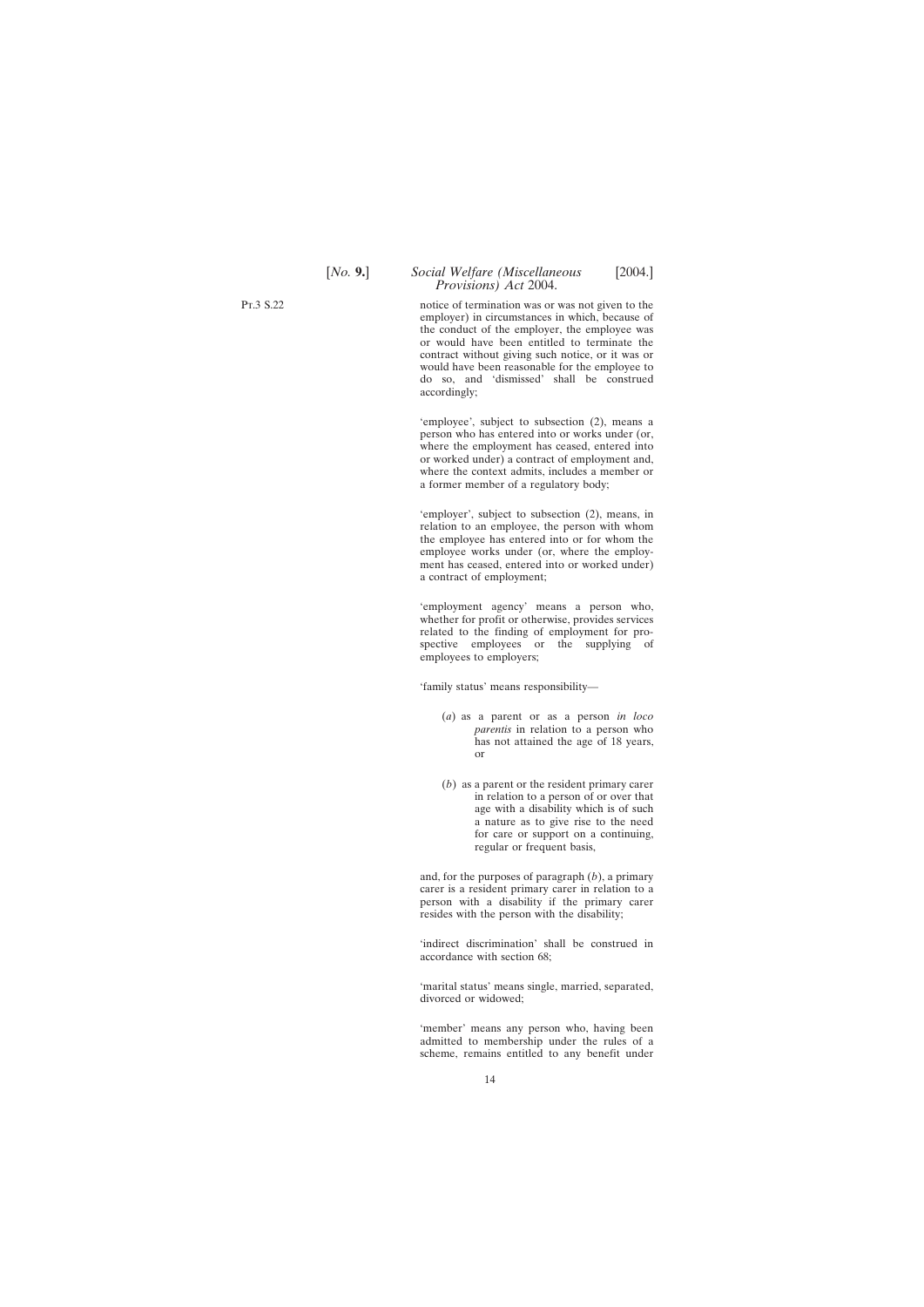notice of termination was or was not given to the employer) in circumstances in which, because of the conduct of the employer, the employee was or would have been entitled to terminate the contract without giving such notice, or it was or would have been reasonable for the employee to do so, and 'dismissed' shall be construed accordingly;

'employee', subject to subsection (2), means a person who has entered into or works under (or, where the employment has ceased, entered into or worked under) a contract of employment and, where the context admits, includes a member or a former member of a regulatory body;

'employer', subject to subsection (2), means, in relation to an employee, the person with whom the employee has entered into or for whom the employee works under (or, where the employment has ceased, entered into or worked under) a contract of employment;

'employment agency' means a person who, whether for profit or otherwise, provides services related to the finding of employment for prospective employees or the supplying of employees to employers;

'family status' means responsibility—

(*a*) as a parent or as a person *in loco parentis* in relation to a person who has not attained the age of 18 years, or

(*b*) as a parent or the resident primary carer in relation to a person of or over that age with a disability which is of such a nature as to give rise to the need for care or support on a continuing, regular or frequent basis,

and, for the purposes of paragraph (*b*), a primary carer is a resident primary carer in relation to a person with a disability if the primary carer resides with the person with the disability;

'indirect discrimination' shall be construed in accordance with section 68;

'marital status' means single, married, separated, divorced or widowed;

'member' means any person who, having been admitted to membership under the rules of a scheme, remains entitled to any benefit under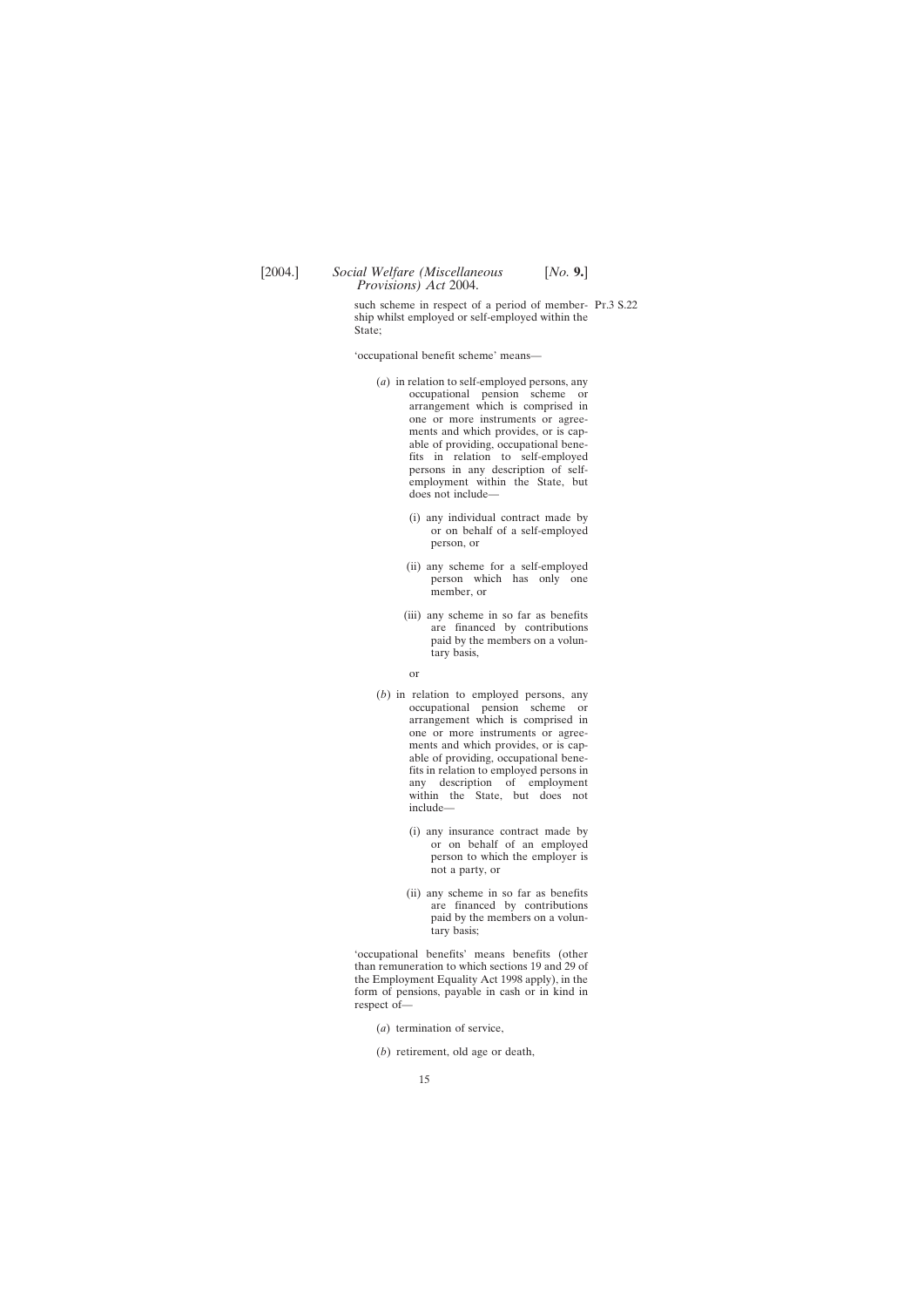such scheme in respect of a period of membership whilst employed or self-employed within the State;

'occupational benefit scheme' means—

(*a*) in relation to self-employed persons, any occupational pension scheme or arrangement which is comprised in one or more instruments or agreements and which provides, or is capable of providing, occupational benefits in relation to self-employed persons in any description of self-employment within the State, but does not include—

(i) any individual contract made by or on behalf of a self-employed person, or

(ii) any scheme for a self-employed person which has only one member, or

(iii) any scheme in so far as benefits are financed by contributions paid by the members on a voluntary basis,

or

(*b*) in relation to employed persons, any occupational pension scheme or arrangement which is comprised in one or more instruments or agreements and which provides, or is capable of providing, occupational benefits in relation to employed persons in any description of employment within the State, but does not include—

(i) any insurance contract made by or on behalf of an employed person to which the employer is not a party, or

(ii) any scheme in so far as benefits are financed by contributions paid by the members on a voluntary basis;

'occupational benefits' means benefits (other than remuneration to which sections 19 and 29 of the Employment Equality Act 1998 apply), in the form of pensions, payable in cash or in kind in respect of—

(*a*) termination of service,

(*b*) retirement, old age or death,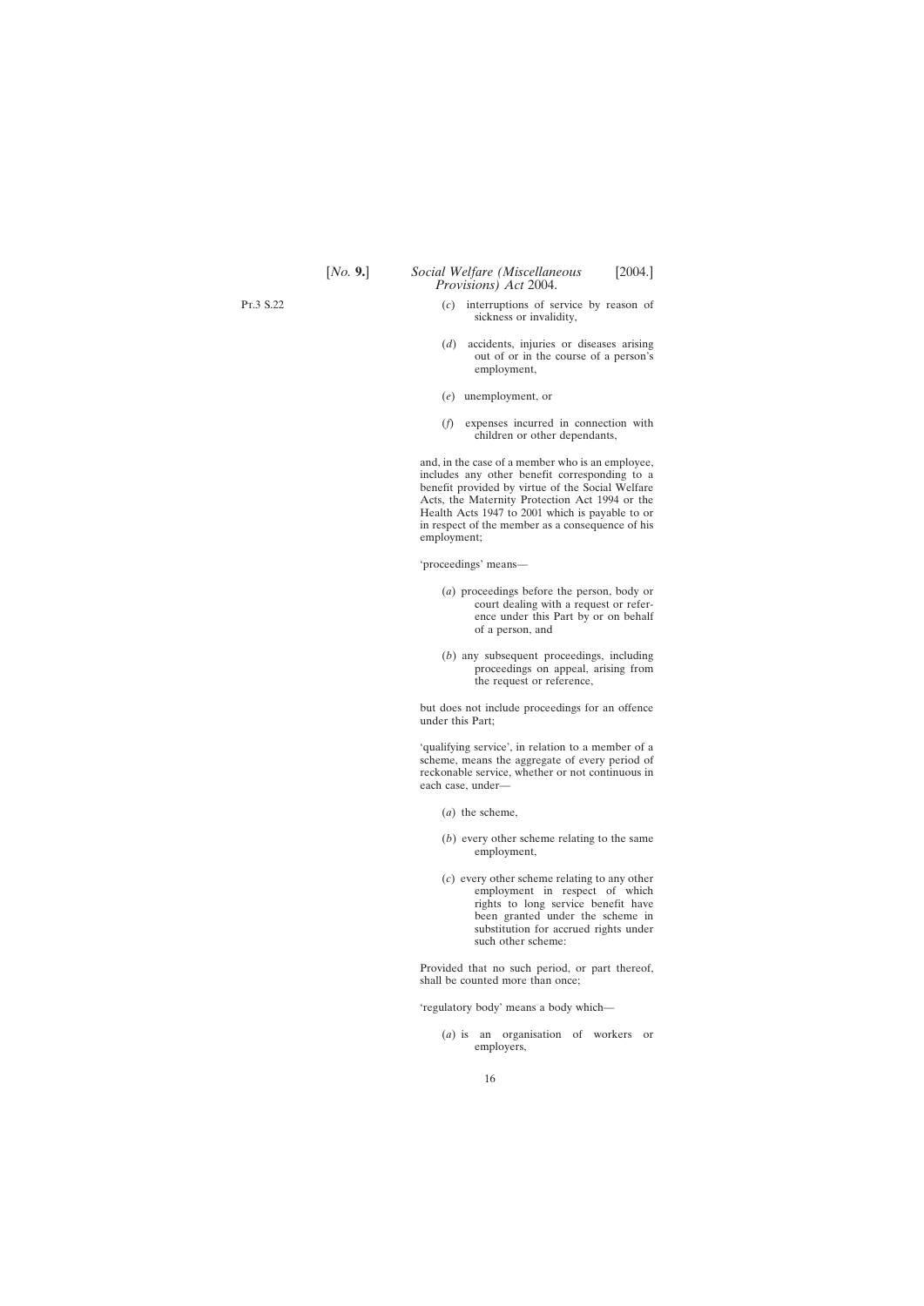(*c*) interruptions of service by reason of sickness or invalidity,

(*d*) accidents, injuries or diseases arising out of or in the course of a person's employment,

(*e*) unemployment, or

(*f*) expenses incurred in connection with children or other dependants,

and, in the case of a member who is an employee, includes any other benefit corresponding to a benefit provided by virtue of the Social Welfare Acts, the Maternity Protection Act 1994 or the Health Acts 1947 to 2001 which is payable to or in respect of the member as a consequence of his employment;

'proceedings' means—

(*a*) proceedings before the person, body or court dealing with a request or reference under this Part by or on behalf of a person, and

(*b*) any subsequent proceedings, including proceedings on appeal, arising from the request or reference,

but does not include proceedings for an offence under this Part;

'qualifying service', in relation to a member of a scheme, means the aggregate of every period of reckonable service, whether or not continuous in each case, under—

(*a*) the scheme,

(*b*) every other scheme relating to the same employment,

(*c*) every other scheme relating to any other employment in respect of which rights to long service benefit have been granted under the scheme in substitution for accrued rights under such other scheme:

Provided that no such period, or part thereof, shall be counted more than once;

'regulatory body' means a body which—

(*a*) is an organisation of workers or employers,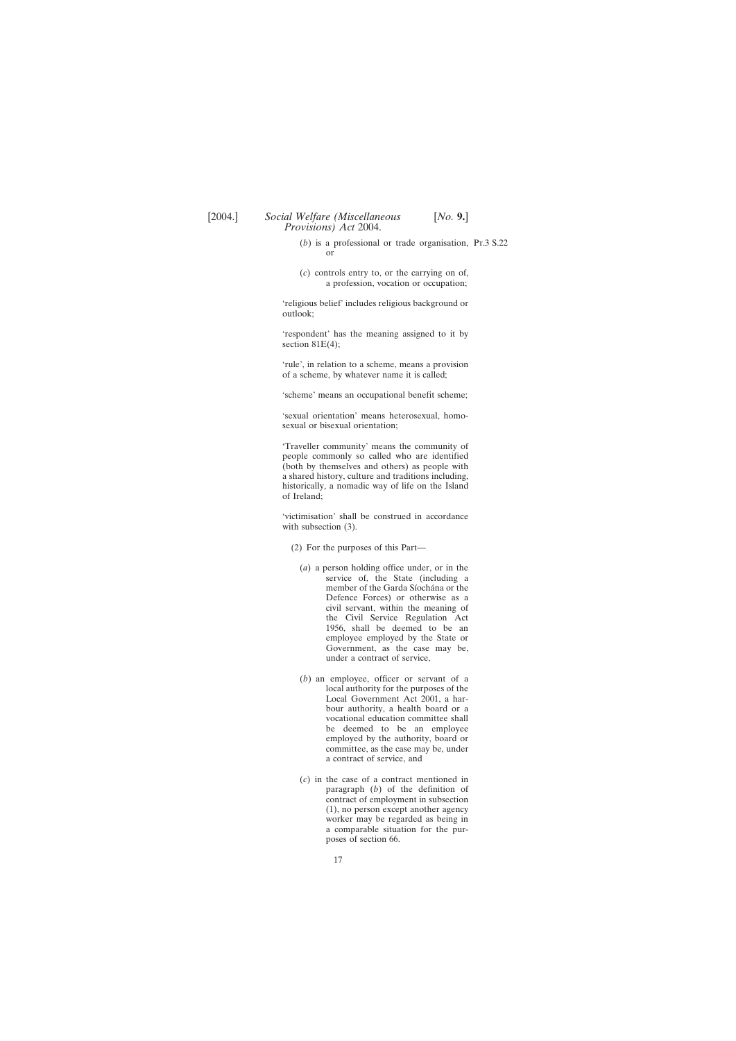(*b*) is a professional or trade organisation, or

(*c*) controls entry to, or the carrying on of, a profession, vocation or occupation;

'religious belief' includes religious background or outlook;

'respondent' has the meaning assigned to it by section 81E(4);

'rule', in relation to a scheme, means a provision of a scheme, by whatever name it is called;

'scheme' means an occupational benefit scheme;

'sexual orientation' means heterosexual, homosexual or bisexual orientation;

'Traveller community' means the community of people commonly so called who are identified (both by themselves and others) as people with a shared history, culture and traditions including, historically, a nomadic way of life on the Island of Ireland;

'victimisation' shall be construed in accordance with subsection (3).

(2) For the purposes of this Part—

(*a*) a person holding office under, or in the service of, the State (including a member of the Garda Síochána or the Defence Forces) or otherwise as a civil servant, within the meaning of the Civil Service Regulation Act 1956, shall be deemed to be an employee employed by the State or Government, as the case may be, under a contract of service,

(*b*) an employee, officer or servant of a local authority for the purposes of the Local Government Act 2001, a harbour authority, a health board or a vocational education committee shall be deemed to be an employee employed by the authority, board or committee, as the case may be, under a contract of service, and

(*c*) in the case of a contract mentioned in paragraph (*b*) of the definition of contract of employment in subsection (1), no person except another agency worker may be regarded as being in a comparable situation for the purposes of section 66.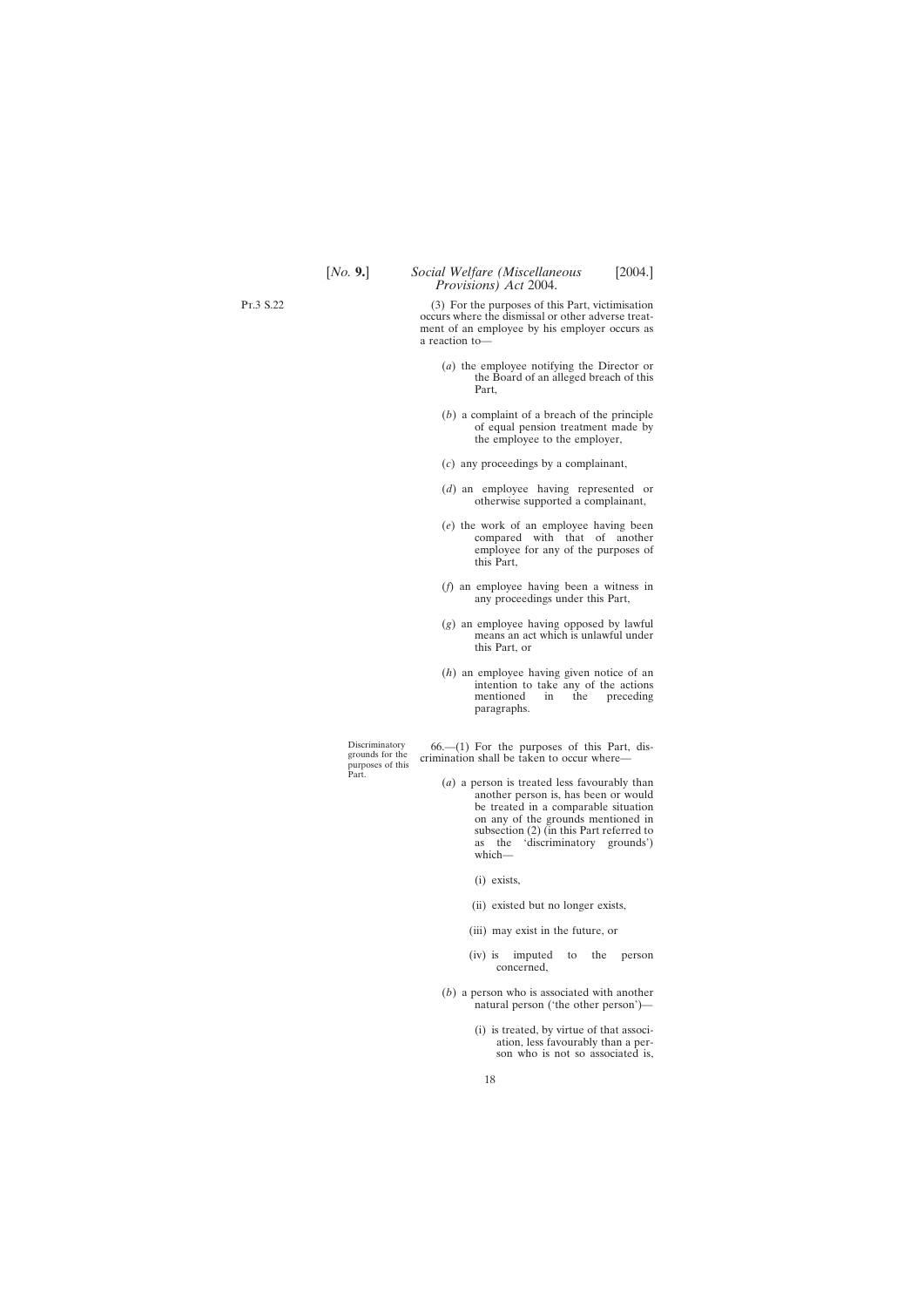(3) For the purposes of this Part, victimisation occurs where the dismissal or other adverse treatment of an employee by his employer occurs as a reaction to—

(*a*) the employee notifying the Director or the Board of an alleged breach of this Part,

(*b*) a complaint of a breach of the principle of equal pension treatment made by the employee to the employer,

(*c*) any proceedings by a complainant,

(*d*) an employee having represented or otherwise supported a complainant,

(*e*) the work of an employee having been compared with that of another employee for any of the purposes of this Part,

(*f*) an employee having been a witness in any proceedings under this Part,

(*g*) an employee having opposed by lawful means an act which is unlawful under this Part, or

(*h*) an employee having given notice of an intention to take any of the actions mentioned in the preceding paragraphs.

Discriminatory grounds for the purposes of this Part.

66.—(1) For the purposes of this Part, discrimination shall be taken to occur where—

(*a*) a person is treated less favourably than another person is, has been or would be treated in a comparable situation on any of the grounds mentioned in subsection (2) (in this Part referred to as the 'discriminatory grounds') which—

(i) exists,

(ii) existed but no longer exists,

(iii) may exist in the future, or

(iv) is imputed to the person concerned,

(*b*) a person who is associated with another natural person ('the other person')—

(i) is treated, by virtue of that association, less favourably than a person who is not so associated is,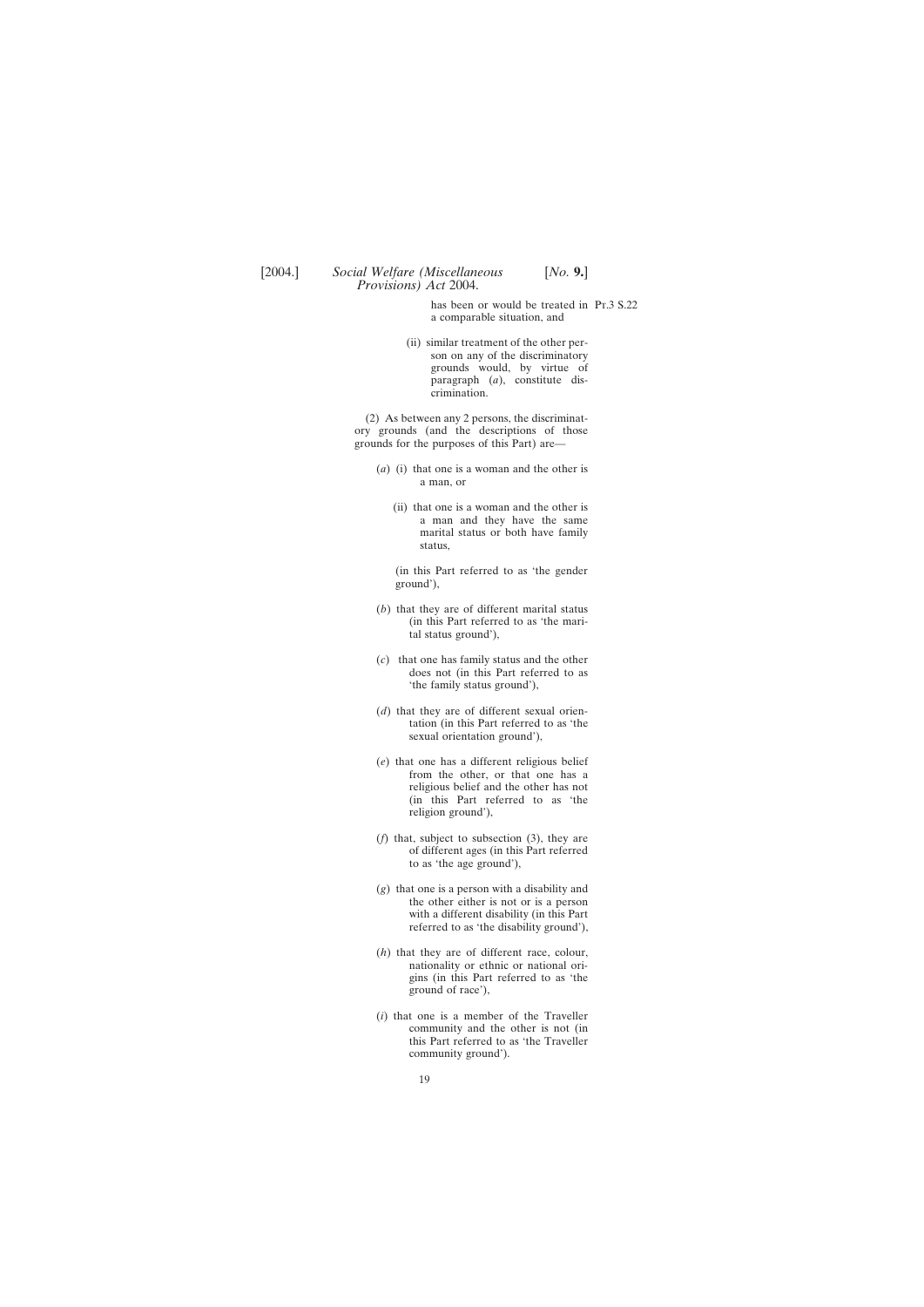has been or would be treated in a comparable situation, and

(ii) similar treatment of the other person on any of the discriminatory grounds would, by virtue of paragraph (*a*), constitute discrimination.

(2) As between any 2 persons, the discriminatory grounds (and the descriptions of those grounds for the purposes of this Part) are—

(*a*) (i) that one is a woman and the other is a man, or

(ii) that one is a woman and the other is a man and they have the same marital status or both have family status,

(in this Part referred to as 'the gender ground'),

(*b*) that they are of different marital status (in this Part referred to as 'the marital status ground'),

(*c*) that one has family status and the other does not (in this Part referred to as 'the family status ground'),

(*d*) that they are of different sexual orientation (in this Part referred to as 'the sexual orientation ground'),

(*e*) that one has a different religious belief from the other, or that one has a religious belief and the other has not (in this Part referred to as 'the religion ground'),

(*f*) that, subject to subsection (3), they are of different ages (in this Part referred to as 'the age ground'),

(*g*) that one is a person with a disability and the other either is not or is a person with a different disability (in this Part referred to as 'the disability ground'),

(*h*) that they are of different race, colour, nationality or ethnic or national origins (in this Part referred to as 'the ground of race'),

(*i*) that one is a member of the Traveller community and the other is not (in this Part referred to as 'the Traveller community ground').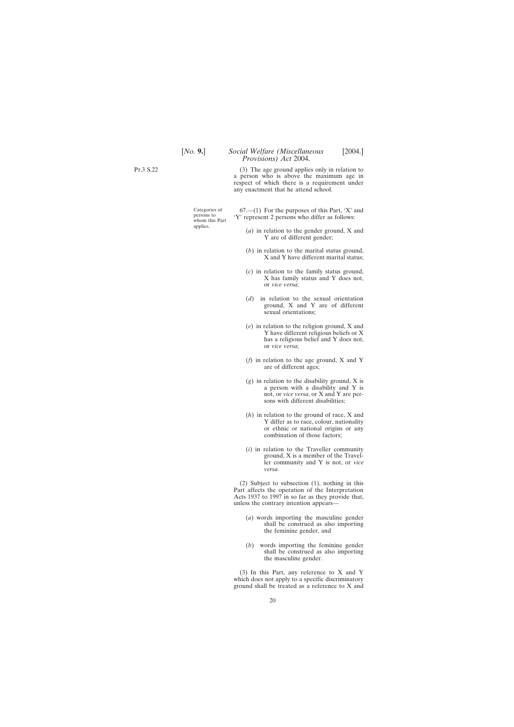(3) The age ground applies only in relation to a person who is above the maximum age in respect of which there is a requirement under any enactment that he attend school.

Categories of persons to whom this Part applies.

67.—(1) For the purposes of this Part, 'X' and 'Y' represent 2 persons who differ as follows:

(*a*) in relation to the gender ground, X and Y are of different gender;

(*b*) in relation to the marital status ground, X and Y have different marital status;

(*c*) in relation to the family status ground, X has family status and Y does not, or *vice versa*;

(*d*) in relation to the sexual orientation ground, X and Y are of different sexual orientations;

(*e*) in relation to the religion ground, X and Y have different religious beliefs or X has a religious belief and Y does not, or *vice versa*;

(*f*) in relation to the age ground, X and Y are of different ages;

(*g*) in relation to the disability ground, X is a person with a disability and Y is not, or *vice versa*, or X and Y are persons with different disabilities;

(*h*) in relation to the ground of race, X and Y differ as to race, colour, nationality or ethnic or national origins or any combination of those factors;

(*i*) in relation to the Traveller community ground, X is a member of the Traveller community and Y is not, or *vice versa*.

(2) Subject to subsection (1), nothing in this Part affects the operation of the Interpretation Acts 1937 to 1997 in so far as they provide that, unless the contrary intention appears—

(*a*) words importing the masculine gender shall be construed as also importing the feminine gender, and

(*b*) words importing the feminine gender shall be construed as also importing the masculine gender.

(3) In this Part, any reference to X and Y which does not apply to a specific discriminatory ground shall be treated as a reference to X and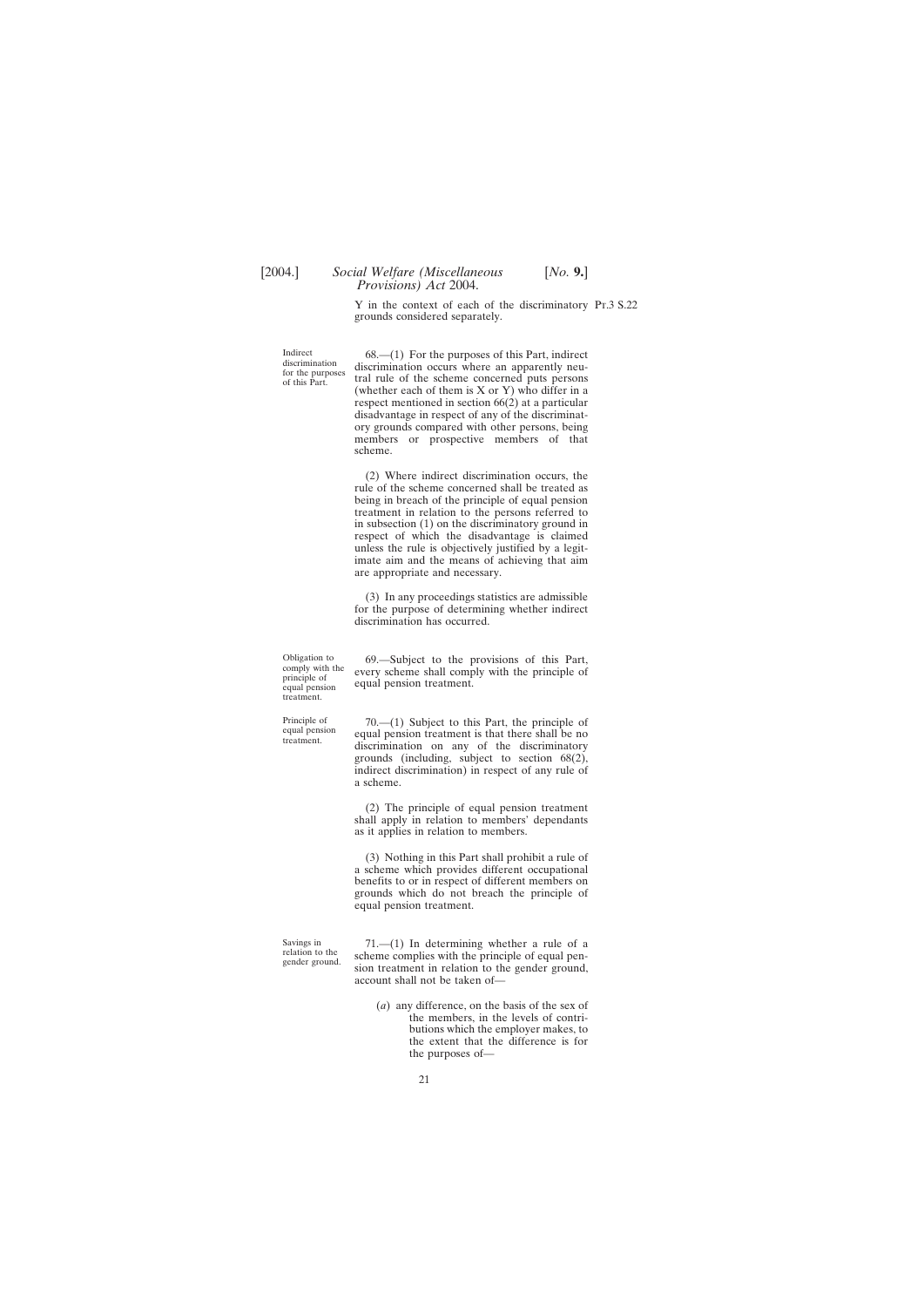Y in the context of each of the discriminatory grounds considered separately.

Indirect discrimination for the purposes of this Part.

68.—(1) For the purposes of this Part, indirect discrimination occurs where an apparently neutral rule of the scheme concerned puts persons (whether each of them is X or Y) who differ in a respect mentioned in section 66(2) at a particular disadvantage in respect of any of the discriminatory grounds compared with other persons, being members or prospective members of that scheme.

(2) Where indirect discrimination occurs, the rule of the scheme concerned shall be treated as being in breach of the principle of equal pension treatment in relation to the persons referred to in subsection (1) on the discriminatory ground in respect of which the disadvantage is claimed unless the rule is objectively justified by a legitimate aim and the means of achieving that aim are appropriate and necessary.

(3) In any proceedings statistics are admissible for the purpose of determining whether indirect discrimination has occurred.

Obligation to comply with the principle of equal pension treatment.

69.—Subject to the provisions of this Part, every scheme shall comply with the principle of equal pension treatment.

Principle of equal pension treatment.

70.—(1) Subject to this Part, the principle of equal pension treatment is that there shall be no discrimination on any of the discriminatory grounds (including, subject to section 68(2), indirect discrimination) in respect of any rule of a scheme.

(2) The principle of equal pension treatment shall apply in relation to members' dependants as it applies in relation to members.

(3) Nothing in this Part shall prohibit a rule of a scheme which provides different occupational benefits to or in respect of different members on grounds which do not breach the principle of equal pension treatment.

Savings in relation to the gender ground.

71.—(1) In determining whether a rule of a scheme complies with the principle of equal pension treatment in relation to the gender ground, account shall not be taken of—

(*a*) any difference, on the basis of the sex of the members, in the levels of contributions which the employer makes, to the extent that the difference is for the purposes of—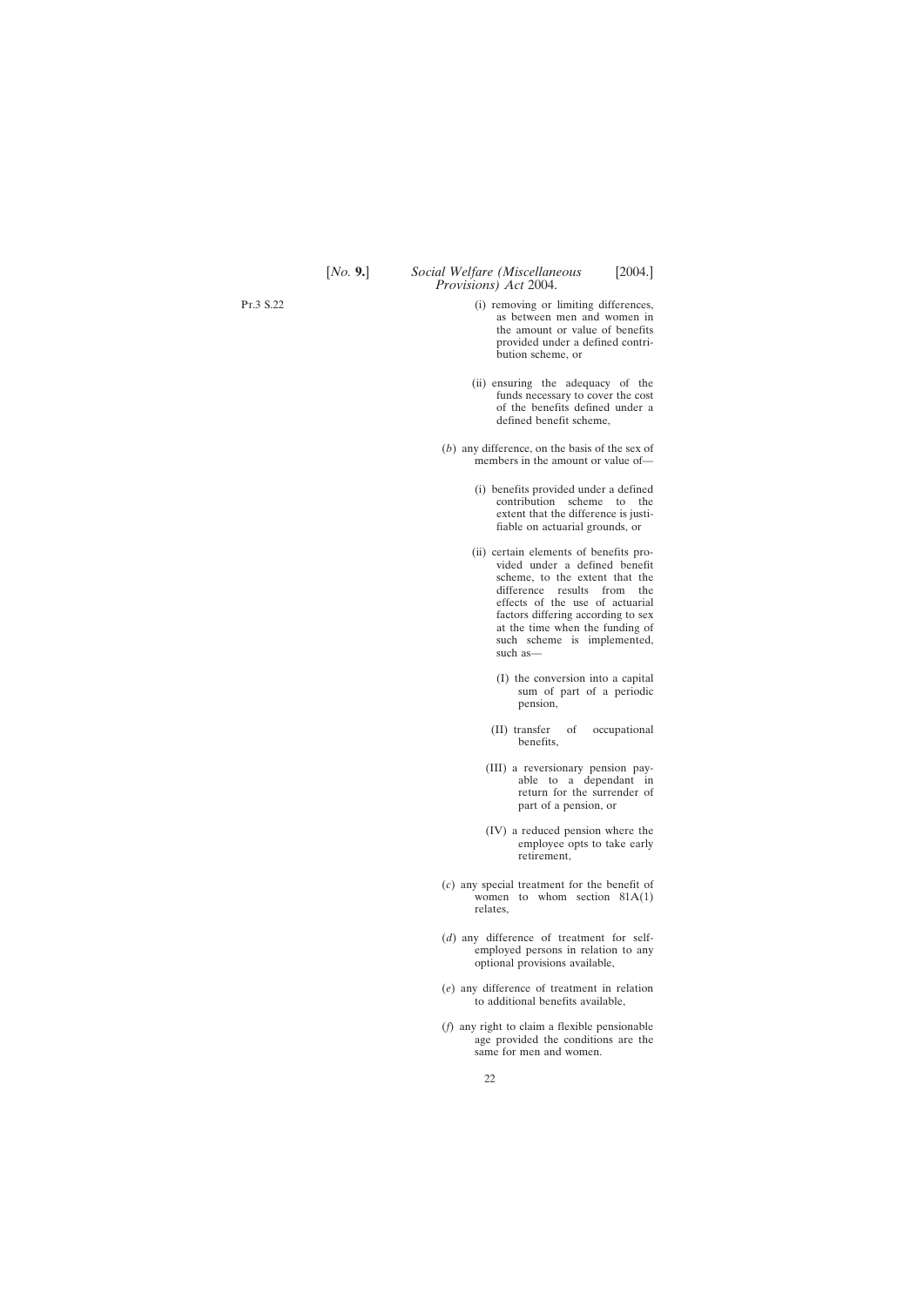(i) removing or limiting differences, as between men and women in the amount or value of benefits provided under a defined contribution scheme, or

(ii) ensuring the adequacy of the funds necessary to cover the cost of the benefits defined under a defined benefit scheme,

(*b*) any difference, on the basis of the sex of members in the amount or value of—

(i) benefits provided under a defined contribution scheme to the extent that the difference is justifiable on actuarial grounds, or

(ii) certain elements of benefits provided under a defined benefit scheme, to the extent that the difference results from the effects of the use of actuarial factors differing according to sex at the time when the funding of such scheme is implemented, such as—

(I) the conversion into a capital sum of part of a periodic pension,

(II) transfer of occupational benefits,

(III) a reversionary pension payable to a dependant in return for the surrender of part of a pension, or

(IV) a reduced pension where the employee opts to take early retirement,

(*c*) any special treatment for the benefit of women to whom section 81A(1) relates,

(*d*) any difference of treatment for self-employed persons in relation to any optional provisions available,

(*e*) any difference of treatment in relation to additional benefits available,

(*f*) any right to claim a flexible pensionable age provided the conditions are the same for men and women.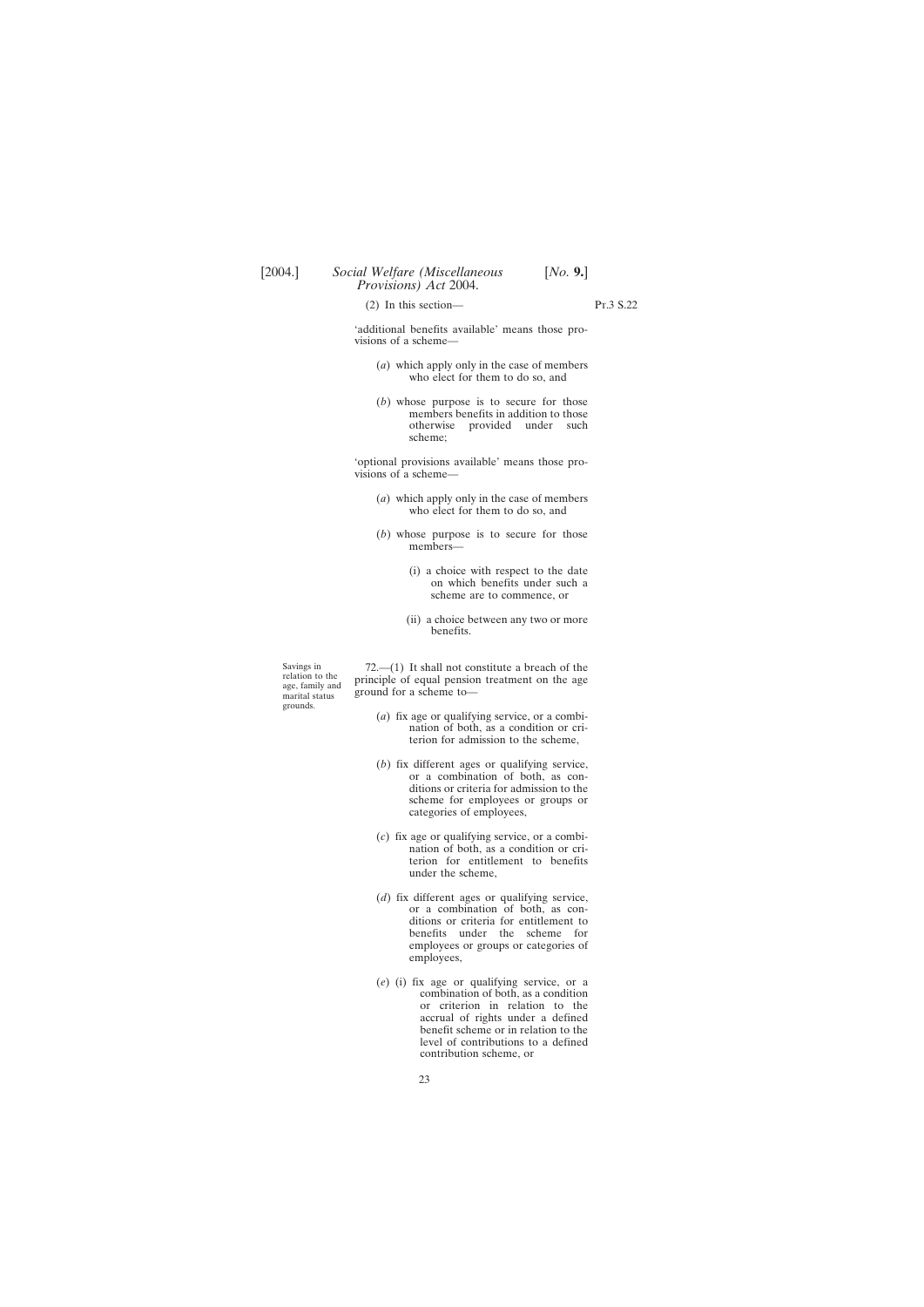(2) In this section—

'additional benefits available' means those provisions of a scheme—

(*a*) which apply only in the case of members who elect for them to do so, and

(*b*) whose purpose is to secure for those members benefits in addition to those otherwise provided under such scheme;

'optional provisions available' means those provisions of a scheme—

(*a*) which apply only in the case of members who elect for them to do so, and

(*b*) whose purpose is to secure for those members—

(i) a choice with respect to the date on which benefits under such a scheme are to commence, or

(ii) a choice between any two or more benefits.

Savings in relation to the age, family and marital status grounds.

72.—(1) It shall not constitute a breach of the principle of equal pension treatment on the age ground for a scheme to—

(*a*) fix age or qualifying service, or a combination of both, as a condition or criterion for admission to the scheme,

(*b*) fix different ages or qualifying service, or a combination of both, as conditions or criteria for admission to the scheme for employees or groups or categories of employees,

(*c*) fix age or qualifying service, or a combination of both, as a condition or criterion for entitlement to benefits under the scheme,

(*d*) fix different ages or qualifying service, or a combination of both, as conditions or criteria for entitlement to benefits under the scheme for employees or groups or categories of employees,

(*e*) (i) fix age or qualifying service, or a combination of both, as a condition or criterion in relation to the accrual of rights under a defined benefit scheme or in relation to the level of contributions to a defined contribution scheme, or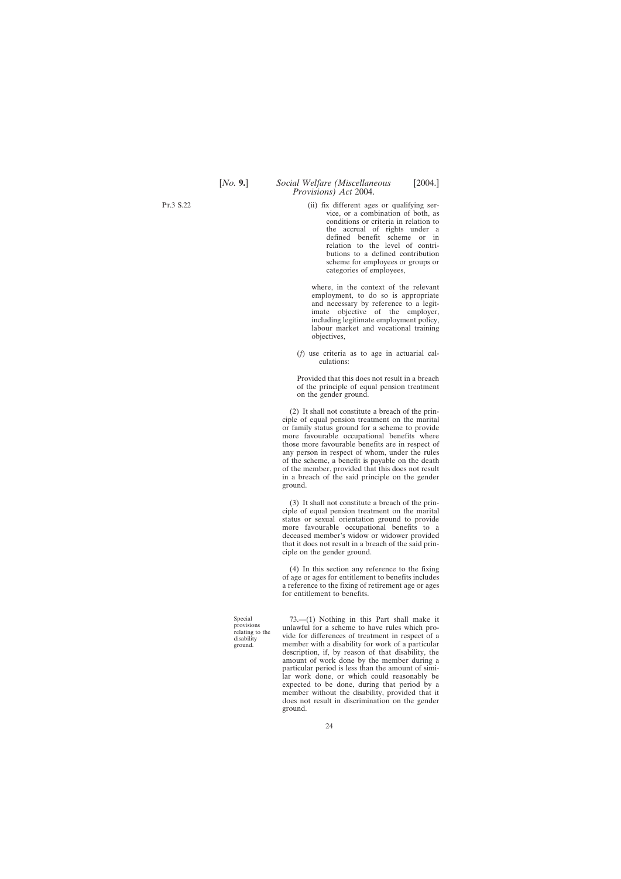(ii) fix different ages or qualifying service, or a combination of both, as conditions or criteria in relation to the accrual of rights under a defined benefit scheme or in relation to the level of contributions to a defined contribution scheme for employees or groups or categories of employees,

where, in the context of the relevant employment, to do so is appropriate and necessary by reference to a legitimate objective of the employer, including legitimate employment policy, labour market and vocational training objectives,

(*f*) use criteria as to age in actuarial calculations:

Provided that this does not result in a breach of the principle of equal pension treatment on the gender ground.

(2) It shall not constitute a breach of the principle of equal pension treatment on the marital or family status ground for a scheme to provide more favourable occupational benefits where those more favourable benefits are in respect of any person in respect of whom, under the rules of the scheme, a benefit is payable on the death of the member, provided that this does not result in a breach of the said principle on the gender ground.

(3) It shall not constitute a breach of the principle of equal pension treatment on the marital status or sexual orientation ground to provide more favourable occupational benefits to a deceased member's widow or widower provided that it does not result in a breach of the said principle on the gender ground.

(4) In this section any reference to the fixing of age or ages for entitlement to benefits includes a reference to the fixing of retirement age or ages for entitlement to benefits.

Special provisions relating to the disability ground.

73.—(1) Nothing in this Part shall make it unlawful for a scheme to have rules which provide for differences of treatment in respect of a member with a disability for work of a particular description, if, by reason of that disability, the amount of work done by the member during a particular period is less than the amount of similar work done, or which could reasonably be expected to be done, during that period by a member without the disability, provided that it does not result in discrimination on the gender ground.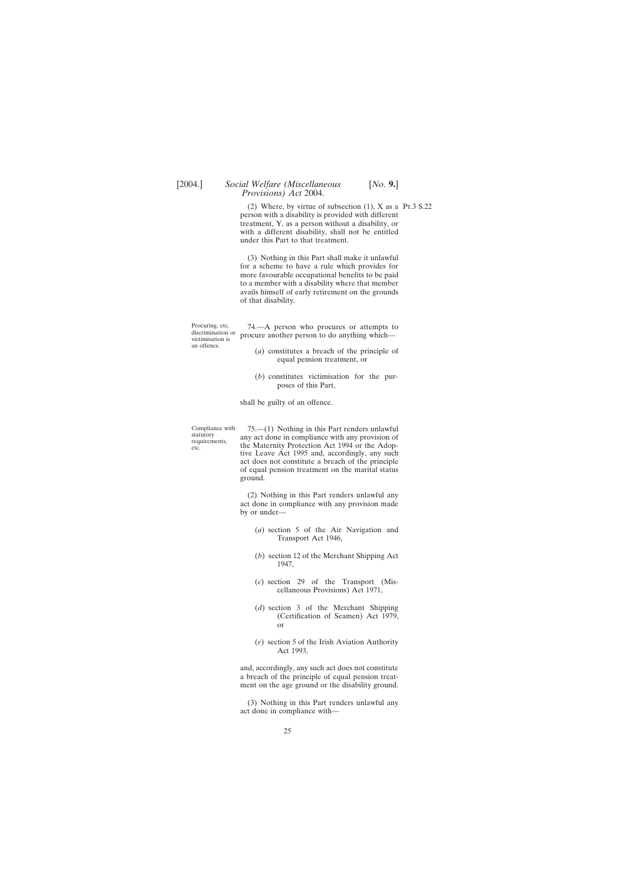(2) Where, by virtue of subsection (1), X as a person with a disability is provided with different treatment, Y, as a person without a disability, or with a different disability, shall not be entitled under this Part to that treatment.

(3) Nothing in this Part shall make it unlawful for a scheme to have a rule which provides for more favourable occupational benefits to be paid to a member with a disability where that member avails himself of early retirement on the grounds of that disability.

Procuring, etc. discrimination or victimisation is an offence.

74.—A person who procures or attempts to procure another person to do anything which—

(*a*) constitutes a breach of the principle of equal pension treatment, or

(*b*) constitutes victimisation for the purposes of this Part,

shall be guilty of an offence.

Compliance with statutory requirements, etc.

75.—(1) Nothing in this Part renders unlawful any act done in compliance with any provision of the Maternity Protection Act 1994 or the Adoptive Leave Act 1995 and, accordingly, any such act does not constitute a breach of the principle of equal pension treatment on the marital status ground.

(2) Nothing in this Part renders unlawful any act done in compliance with any provision made by or under—

(*a*) section 5 of the Air Navigation and Transport Act 1946,

(*b*) section 12 of the Merchant Shipping Act 1947,

(*c*) section 29 of the Transport (Miscellaneous Provisions) Act 1971,

(*d*) section 3 of the Merchant Shipping (Certification of Seamen) Act 1979, or

(*e*) section 5 of the Irish Aviation Authority Act 1993,

and, accordingly, any such act does not constitute a breach of the principle of equal pension treatment on the age ground or the disability ground.

(3) Nothing in this Part renders unlawful any act done in compliance with—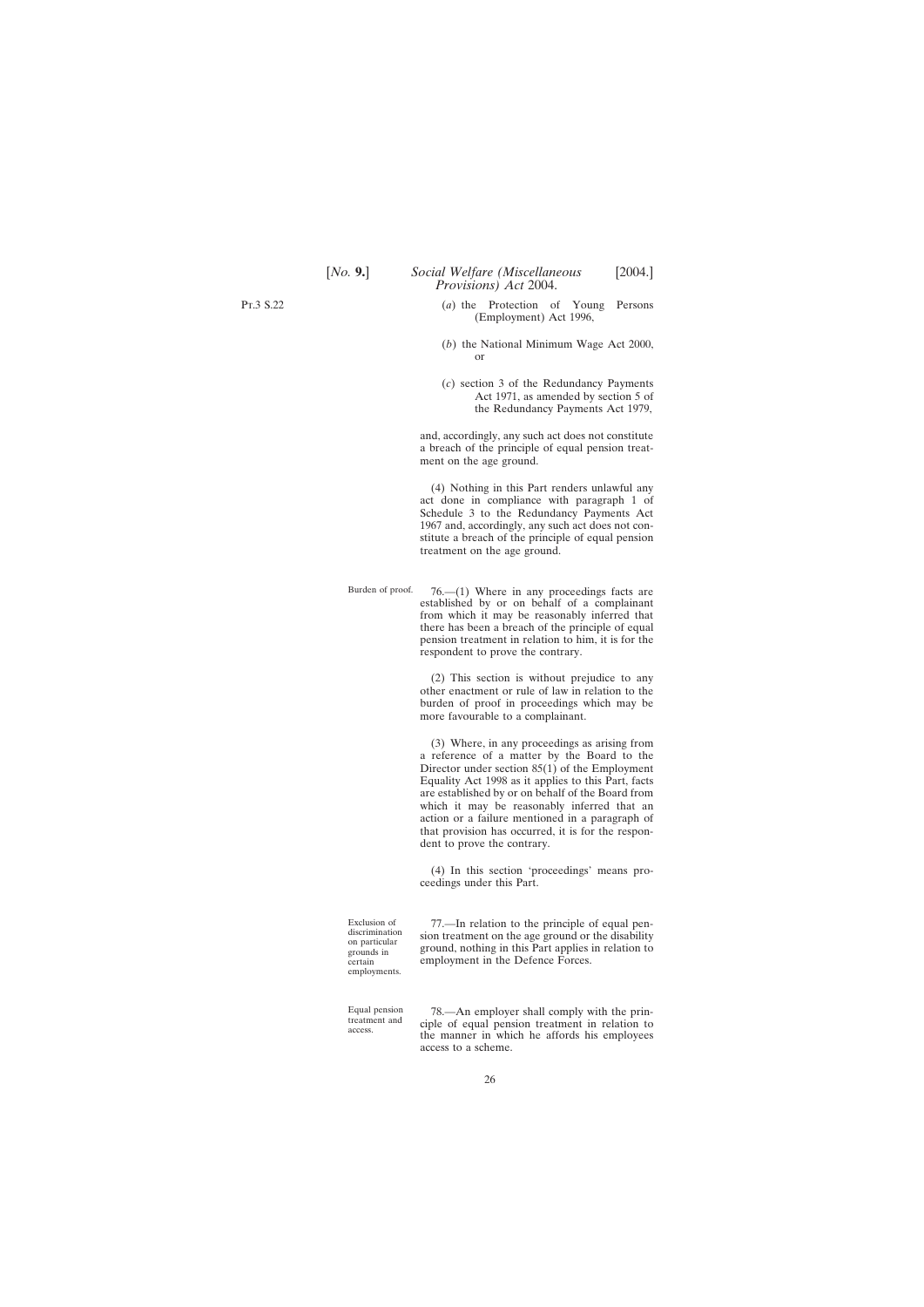(*a*) the Protection of Young Persons (Employment) Act 1996,

(*b*) the National Minimum Wage Act 2000, or

(*c*) section 3 of the Redundancy Payments Act 1971, as amended by section 5 of the Redundancy Payments Act 1979,

and, accordingly, any such act does not constitute a breach of the principle of equal pension treatment on the age ground.

(4) Nothing in this Part renders unlawful any act done in compliance with paragraph 1 of Schedule 3 to the Redundancy Payments Act 1967 and, accordingly, any such act does not constitute a breach of the principle of equal pension treatment on the age ground.

Burden of proof.

76.—(1) Where in any proceedings facts are established by or on behalf of a complainant from which it may be reasonably inferred that there has been a breach of the principle of equal pension treatment in relation to him, it is for the respondent to prove the contrary.

(2) This section is without prejudice to any other enactment or rule of law in relation to the burden of proof in proceedings which may be more favourable to a complainant.

(3) Where, in any proceedings as arising from a reference of a matter by the Board to the Director under section 85(1) of the Employment Equality Act 1998 as it applies to this Part, facts are established by or on behalf of the Board from which it may be reasonably inferred that an action or a failure mentioned in a paragraph of that provision has occurred, it is for the respondent to prove the contrary.

(4) In this section 'proceedings' means proceedings under this Part.

Exclusion of discrimination on particular grounds in certain employments.

77.—In relation to the principle of equal pension treatment on the age ground or the disability ground, nothing in this Part applies in relation to employment in the Defence Forces.

Equal pension treatment and access.

78.—An employer shall comply with the principle of equal pension treatment in relation to the manner in which he affords his employees access to a scheme.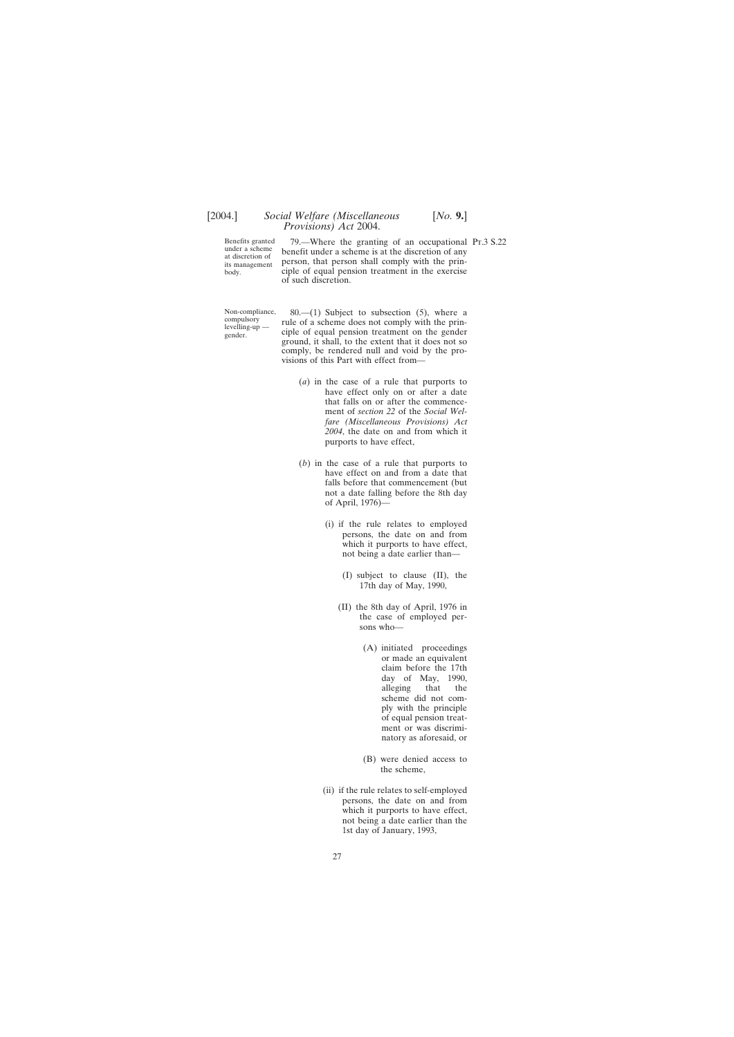Benefits granted under a scheme at discretion of its management body.

79.—Where the granting of an occupational benefit under a scheme is at the discretion of any person, that person shall comply with the principle of equal pension treatment in the exercise of such discretion.

Pt.3 S.22

Non-compliance, compulsory levelling-up — gender.

80.—(1) Subject to subsection (5), where a rule of a scheme does not comply with the principle of equal pension treatment on the gender ground, it shall, to the extent that it does not so comply, be rendered null and void by the provisions of this Part with effect from—

(*a*) in the case of a rule that purports to have effect only on or after a date that falls on or after the commencement of *section 22* of the *Social Welfare (Miscellaneous Provisions) Act 2004*, the date on and from which it purports to have effect,

(*b*) in the case of a rule that purports to have effect on and from a date that falls before that commencement (but not a date falling before the 8th day of April, 1976)—

(i) if the rule relates to employed persons, the date on and from which it purports to have effect, not being a date earlier than—

(I) subject to clause (II), the 17th day of May, 1990,

(II) the 8th day of April, 1976 in the case of employed persons who—

(A) initiated proceedings or made an equivalent claim before the 17th day of May, 1990, alleging that the scheme did not comply with the principle of equal pension treatment or was discriminatory as aforesaid, or

(B) were denied access to the scheme,

(ii) if the rule relates to self-employed persons, the date on and from which it purports to have effect, not being a date earlier than the 1st day of January, 1993,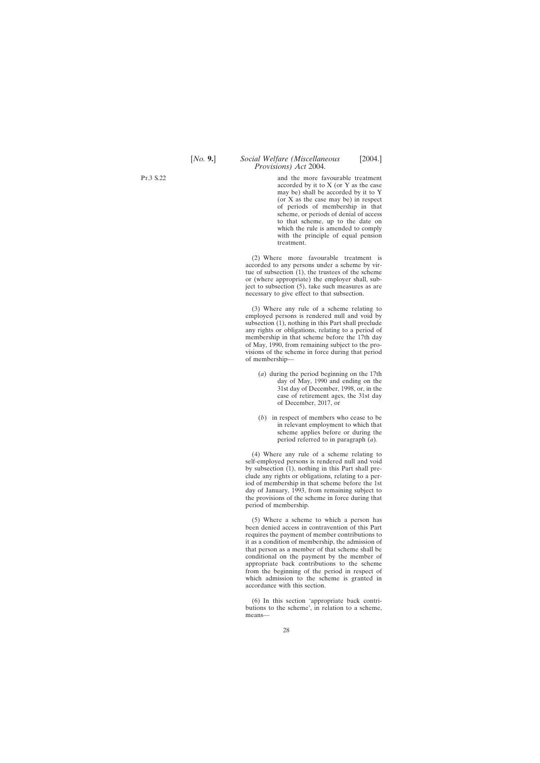and the more favourable treatment accorded by it to X (or Y as the case may be) shall be accorded by it to Y (or X as the case may be) in respect of periods of membership in that scheme, or periods of denial of access to that scheme, up to the date on which the rule is amended to comply with the principle of equal pension treatment.

(2) Where more favourable treatment is accorded to any persons under a scheme by virtue of subsection (1), the trustees of the scheme or (where appropriate) the employer shall, subject to subsection (5), take such measures as are necessary to give effect to that subsection.

(3) Where any rule of a scheme relating to employed persons is rendered null and void by subsection (1), nothing in this Part shall preclude any rights or obligations, relating to a period of membership in that scheme before the 17th day of May, 1990, from remaining subject to the provisions of the scheme in force during that period of membership—

(*a*) during the period beginning on the 17th day of May, 1990 and ending on the 31st day of December, 1998, or, in the case of retirement ages, the 31st day of December, 2017, or

(*b*) in respect of members who cease to be in relevant employment to which that scheme applies before or during the period referred to in paragraph (*a*).

(4) Where any rule of a scheme relating to self-employed persons is rendered null and void by subsection (1), nothing in this Part shall preclude any rights or obligations, relating to a period of membership in that scheme before the 1st day of January, 1993, from remaining subject to the provisions of the scheme in force during that period of membership.

(5) Where a scheme to which a person has been denied access in contravention of this Part requires the payment of member contributions to it as a condition of membership, the admission of that person as a member of that scheme shall be conditional on the payment by the member of appropriate back contributions to the scheme from the beginning of the period in respect of which admission to the scheme is granted in accordance with this section.

(6) In this section 'appropriate back contributions to the scheme', in relation to a scheme, means—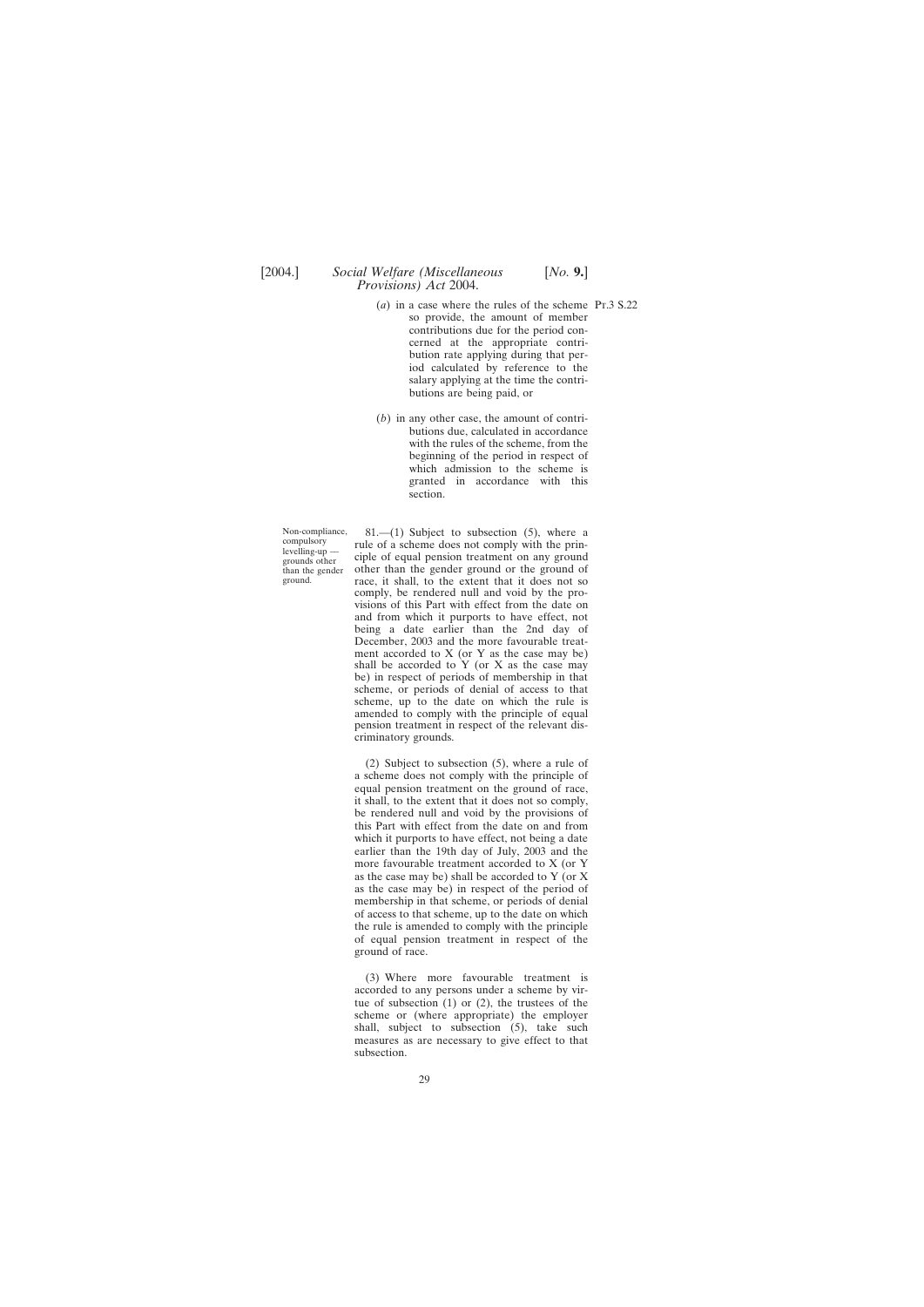(*a*) in a case where the rules of the scheme so provide, the amount of member contributions due for the period concerned at the appropriate contribution rate applying during that period calculated by reference to the salary applying at the time the contributions are being paid, or

(*b*) in any other case, the amount of contributions due, calculated in accordance with the rules of the scheme, from the beginning of the period in respect of which admission to the scheme is granted in accordance with this section.

Non-compliance, compulsory levelling-up — grounds other than the gender ground.

81.—(1) Subject to subsection (5), where a rule of a scheme does not comply with the principle of equal pension treatment on any ground other than the gender ground or the ground of race, it shall, to the extent that it does not so comply, be rendered null and void by the provisions of this Part with effect from the date on and from which it purports to have effect, not being a date earlier than the 2nd day of December, 2003 and the more favourable treatment accorded to X (or Y as the case may be) shall be accorded to Y (or X as the case may be) in respect of periods of membership in that scheme, or periods of denial of access to that scheme, up to the date on which the rule is amended to comply with the principle of equal pension treatment in respect of the relevant discriminatory grounds.

(2) Subject to subsection (5), where a rule of a scheme does not comply with the principle of equal pension treatment on the ground of race, it shall, to the extent that it does not so comply, be rendered null and void by the provisions of this Part with effect from the date on and from which it purports to have effect, not being a date earlier than the 19th day of July, 2003 and the more favourable treatment accorded to X (or Y as the case may be) shall be accorded to Y (or X as the case may be) in respect of the period of membership in that scheme, or periods of denial of access to that scheme, up to the date on which the rule is amended to comply with the principle of equal pension treatment in respect of the ground of race.

(3) Where more favourable treatment is accorded to any persons under a scheme by virtue of subsection (1) or (2), the trustees of the scheme or (where appropriate) the employer shall, subject to subsection (5), take such measures as are necessary to give effect to that subsection.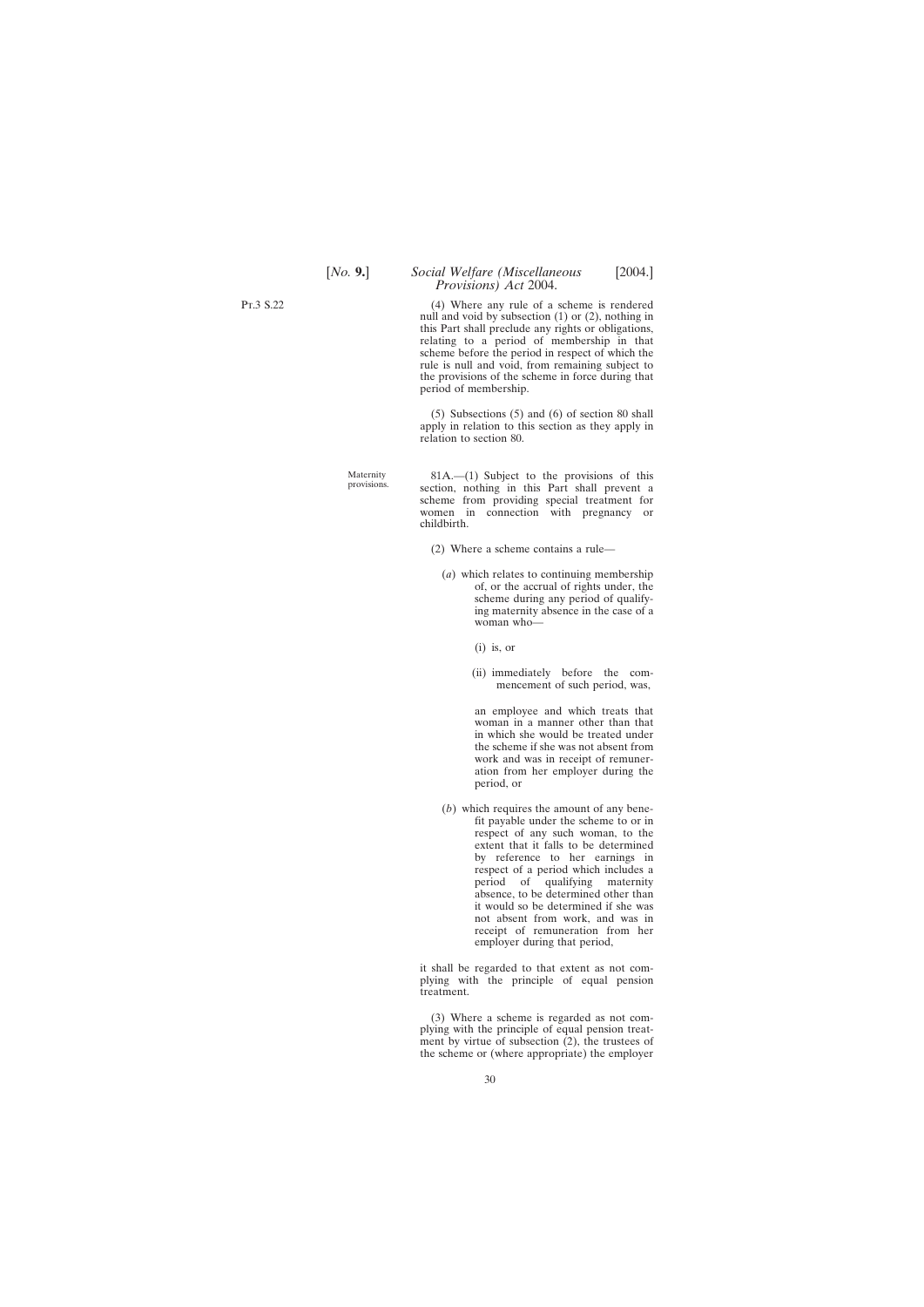(4) Where any rule of a scheme is rendered null and void by subsection (1) or (2), nothing in this Part shall preclude any rights or obligations, relating to a period of membership in that scheme before the period in respect of which the rule is null and void, from remaining subject to the provisions of the scheme in force during that period of membership.

(5) Subsections (5) and (6) of section 80 shall apply in relation to this section as they apply in relation to section 80.

Maternity provisions.

81A.—(1) Subject to the provisions of this section, nothing in this Part shall prevent a scheme from providing special treatment for women in connection with pregnancy or childbirth.

(2) Where a scheme contains a rule—

(*a*) which relates to continuing membership of, or the accrual of rights under, the scheme during any period of qualifying maternity absence in the case of a woman who—

(i) is, or

(ii) immediately before the commencement of such period, was,

an employee and which treats that woman in a manner other than that in which she would be treated under the scheme if she was not absent from work and was in receipt of remuneration from her employer during the period, or

(*b*) which requires the amount of any benefit payable under the scheme to or in respect of any such woman, to the extent that it falls to be determined by reference to her earnings in respect of a period which includes a period of qualifying maternity absence, to be determined other than it would so be determined if she was not absent from work, and was in receipt of remuneration from her employer during that period,

it shall be regarded to that extent as not complying with the principle of equal pension treatment.

(3) Where a scheme is regarded as not complying with the principle of equal pension treatment by virtue of subsection (2), the trustees of the scheme or (where appropriate) the employer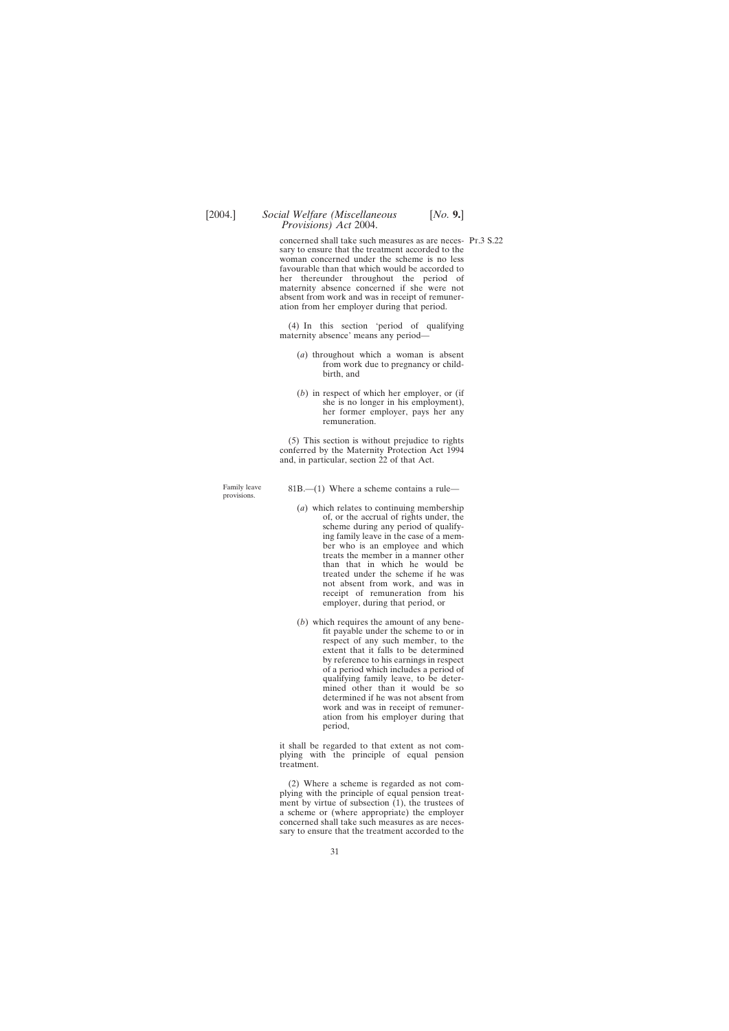concerned shall take such measures as are necessary to ensure that the treatment accorded to the woman concerned under the scheme is no less favourable than that which would be accorded to her thereunder throughout the period of maternity absence concerned if she were not absent from work and was in receipt of remuneration from her employer during that period.

(4) In this section 'period of qualifying maternity absence' means any period—

(*a*) throughout which a woman is absent from work due to pregnancy or childbirth, and

(*b*) in respect of which her employer, or (if she is no longer in his employment), her former employer, pays her any remuneration.

(5) This section is without prejudice to rights conferred by the Maternity Protection Act 1994 and, in particular, section 22 of that Act.

Family leave provisions.

81B.—(1) Where a scheme contains a rule—

(*a*) which relates to continuing membership of, or the accrual of rights under, the scheme during any period of qualifying family leave in the case of a member who is an employee and which treats the member in a manner other than that in which he would be treated under the scheme if he was not absent from work, and was in receipt of remuneration from his employer, during that period, or

(*b*) which requires the amount of any benefit payable under the scheme to or in respect of any such member, to the extent that it falls to be determined by reference to his earnings in respect of a period which includes a period of qualifying family leave, to be determined other than it would be so determined if he was not absent from work and was in receipt of remuneration from his employer during that period,

it shall be regarded to that extent as not complying with the principle of equal pension treatment.

(2) Where a scheme is regarded as not complying with the principle of equal pension treatment by virtue of subsection (1), the trustees of a scheme or (where appropriate) the employer concerned shall take such measures as are necessary to ensure that the treatment accorded to the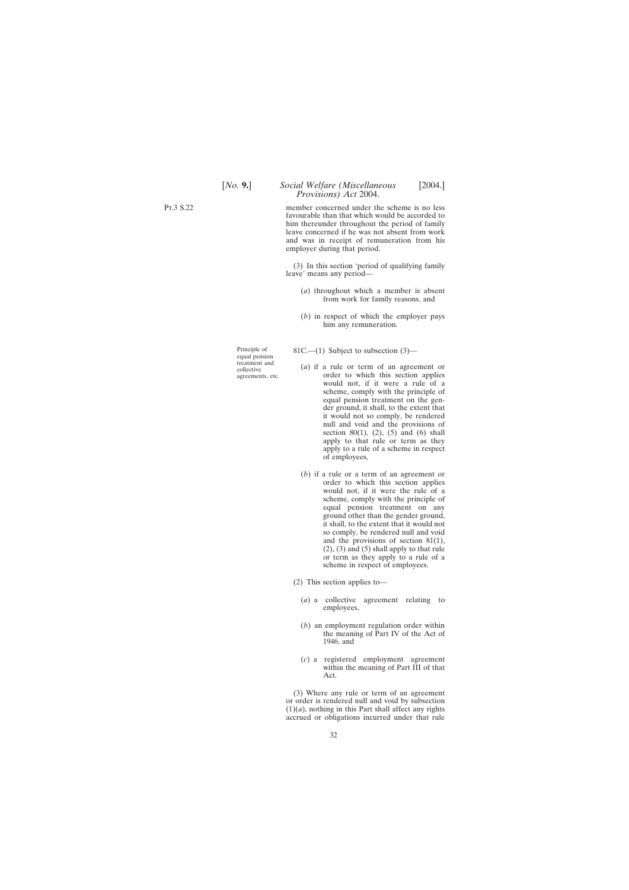member concerned under the scheme is no less favourable than that which would be accorded to him thereunder throughout the period of family leave concerned if he was not absent from work and was in receipt of remuneration from his employer during that period.

(3) In this section 'period of qualifying family leave' means any period—

(*a*) throughout which a member is absent from work for family reasons, and

(*b*) in respect of which the employer pays him any remuneration.

Principle of equal pension treatment and collective agreements, etc.

81C.—(1) Subject to subsection (3)—

(*a*) if a rule or term of an agreement or order to which this section applies would not, if it were a rule of a scheme, comply with the principle of equal pension treatment on the gender ground, it shall, to the extent that it would not so comply, be rendered null and void and the provisions of section 80(1), (2), (5) and (6) shall apply to that rule or term as they apply to a rule of a scheme in respect of employees,

(*b*) if a rule or a term of an agreement or order to which this section applies would not, if it were the rule of a scheme, comply with the principle of equal pension treatment on any ground other than the gender ground, it shall, to the extent that it would not so comply, be rendered null and void and the provisions of section 81(1), (2), (3) and (5) shall apply to that rule or term as they apply to a rule of a scheme in respect of employees.

(2) This section applies to—

(*a*) a collective agreement relating to employees,

(*b*) an employment regulation order within the meaning of Part IV of the Act of 1946, and

(*c*) a registered employment agreement within the meaning of Part III of that Act.

(3) Where any rule or term of an agreement or order is rendered null and void by subsection (1)(*a*), nothing in this Part shall affect any rights accrued or obligations incurred under that rule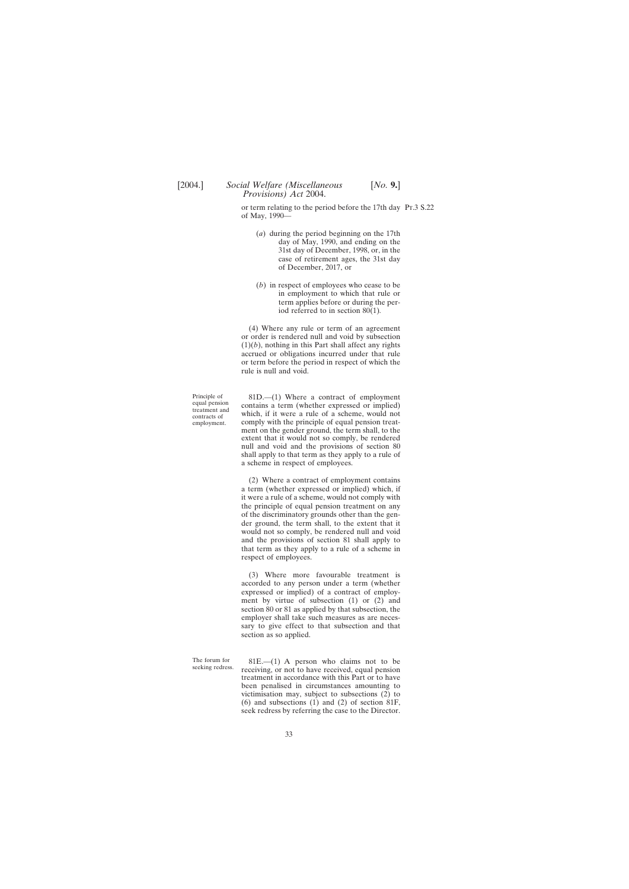or term relating to the period before the 17th day of May, 1990—

(*a*) during the period beginning on the 17th day of May, 1990, and ending on the 31st day of December, 1998, or, in the case of retirement ages, the 31st day of December, 2017, or

(*b*) in respect of employees who cease to be in employment to which that rule or term applies before or during the period referred to in section 80(1).

(4) Where any rule or term of an agreement or order is rendered null and void by subsection (1)(*b*), nothing in this Part shall affect any rights accrued or obligations incurred under that rule or term before the period in respect of which the rule is null and void.

Principle of equal pension treatment and contracts of employment.

81D.—(1) Where a contract of employment contains a term (whether expressed or implied) which, if it were a rule of a scheme, would not comply with the principle of equal pension treatment on the gender ground, the term shall, to the extent that it would not so comply, be rendered null and void and the provisions of section 80 shall apply to that term as they apply to a rule of a scheme in respect of employees.

(2) Where a contract of employment contains a term (whether expressed or implied) which, if it were a rule of a scheme, would not comply with the principle of equal pension treatment on any of the discriminatory grounds other than the gender ground, the term shall, to the extent that it would not so comply, be rendered null and void and the provisions of section 81 shall apply to that term as they apply to a rule of a scheme in respect of employees.

(3) Where more favourable treatment is accorded to any person under a term (whether expressed or implied) of a contract of employment by virtue of subsection (1) or (2) and section 80 or 81 as applied by that subsection, the employer shall take such measures as are necessary to give effect to that subsection and that section as so applied.

The forum for seeking redress.

81E.—(1) A person who claims not to be receiving, or not to have received, equal pension treatment in accordance with this Part or to have been penalised in circumstances amounting to victimisation may, subject to subsections (2) to (6) and subsections (1) and (2) of section 81F, seek redress by referring the case to the Director.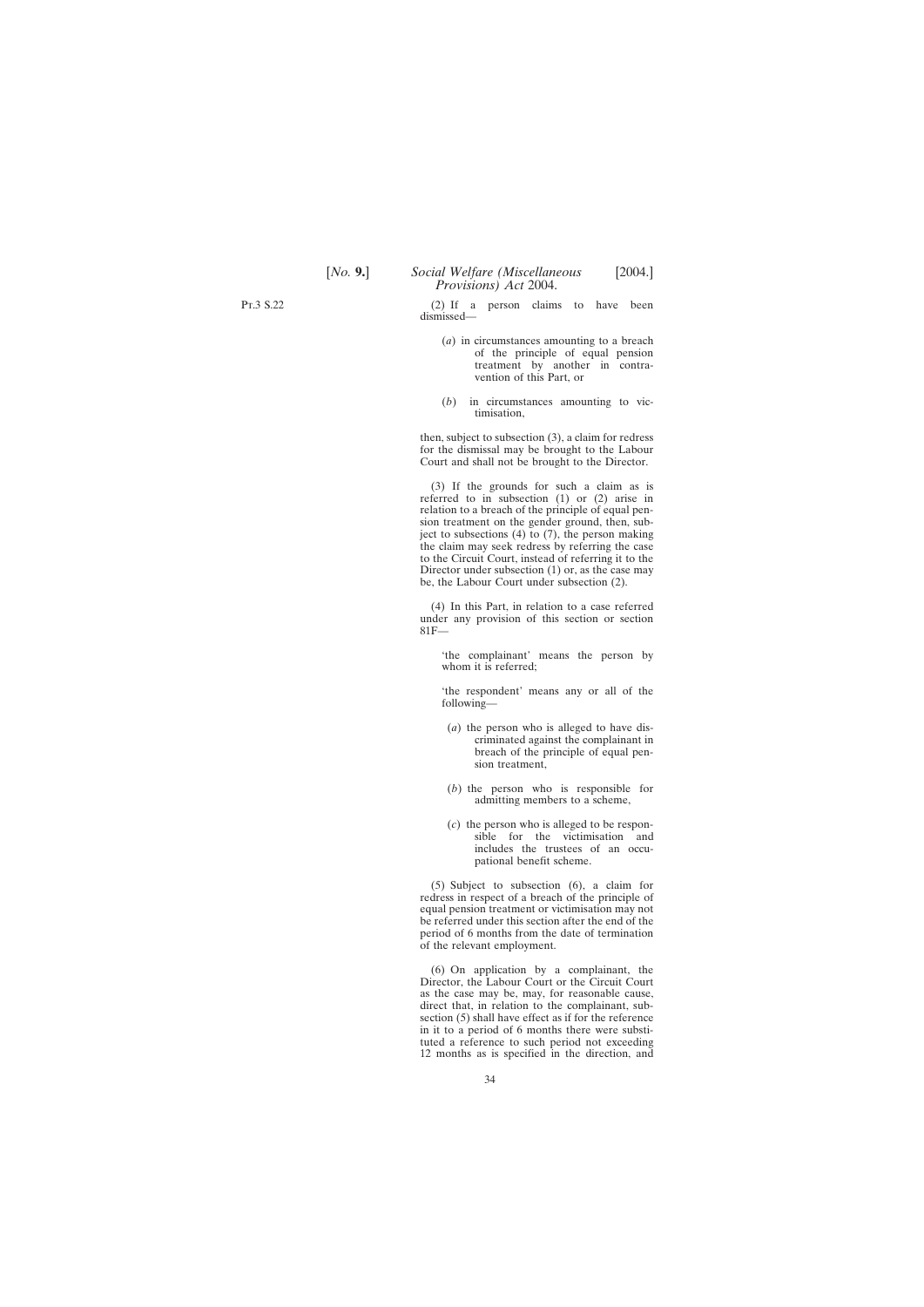(2) If a person claims to have been dismissed—

(*a*) in circumstances amounting to a breach of the principle of equal pension treatment by another in contravention of this Part, or

(*b*) in circumstances amounting to victimisation,

then, subject to subsection (3), a claim for redress for the dismissal may be brought to the Labour Court and shall not be brought to the Director.

(3) If the grounds for such a claim as is referred to in subsection (1) or (2) arise in relation to a breach of the principle of equal pension treatment on the gender ground, then, subject to subsections (4) to (7), the person making the claim may seek redress by referring the case to the Circuit Court, instead of referring it to the Director under subsection (1) or, as the case may be, the Labour Court under subsection (2).

(4) In this Part, in relation to a case referred under any provision of this section or section 81F—

'the complainant' means the person by whom it is referred;

'the respondent' means any or all of the following—

(*a*) the person who is alleged to have discriminated against the complainant in breach of the principle of equal pension treatment,

(*b*) the person who is responsible for admitting members to a scheme,

(*c*) the person who is alleged to be responsible for the victimisation and includes the trustees of an occupational benefit scheme.

(5) Subject to subsection (6), a claim for redress in respect of a breach of the principle of equal pension treatment or victimisation may not be referred under this section after the end of the period of 6 months from the date of termination of the relevant employment.

(6) On application by a complainant, the Director, the Labour Court or the Circuit Court as the case may be, may, for reasonable cause, direct that, in relation to the complainant, subsection (5) shall have effect as if for the reference in it to a period of 6 months there were substituted a reference to such period not exceeding 12 months as is specified in the direction, and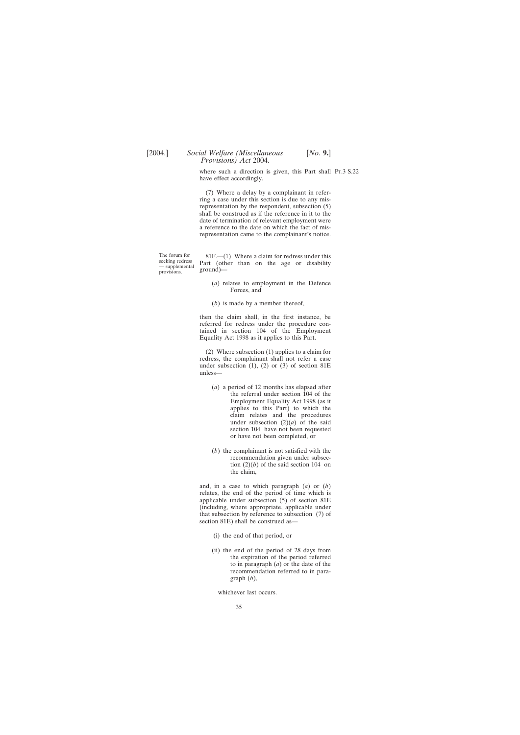where such a direction is given, this Part shall have effect accordingly.

(7) Where a delay by a complainant in referring a case under this section is due to any misrepresentation by the respondent, subsection (5) shall be construed as if the reference in it to the date of termination of relevant employment were a reference to the date on which the fact of misrepresentation came to the complainant's notice.

The forum for seeking redress — supplemental provisions.

81F.—(1) Where a claim for redress under this Part (other than on the age or disability ground)—

(*a*) relates to employment in the Defence Forces, and

(*b*) is made by a member thereof,

then the claim shall, in the first instance, be referred for redress under the procedure contained in section 104 of the Employment Equality Act 1998 as it applies to this Part.

(2) Where subsection (1) applies to a claim for redress, the complainant shall not refer a case under subsection (1), (2) or (3) of section 81E unless—

(*a*) a period of 12 months has elapsed after the referral under section 104 of the Employment Equality Act 1998 (as it applies to this Part) to which the claim relates and the procedures under subsection (2)(*a*) of the said section 104 have not been requested or have not been completed, or

(*b*) the complainant is not satisfied with the recommendation given under subsection (2)(*b*) of the said section 104 on the claim,

and, in a case to which paragraph (*a*) or (*b*) relates, the end of the period of time which is applicable under subsection (5) of section 81E (including, where appropriate, applicable under that subsection by reference to subsection (7) of section 81E) shall be construed as—

(i) the end of that period, or

(ii) the end of the period of 28 days from the expiration of the period referred to in paragraph (*a*) or the date of the recommendation referred to in paragraph (*b*),

whichever last occurs.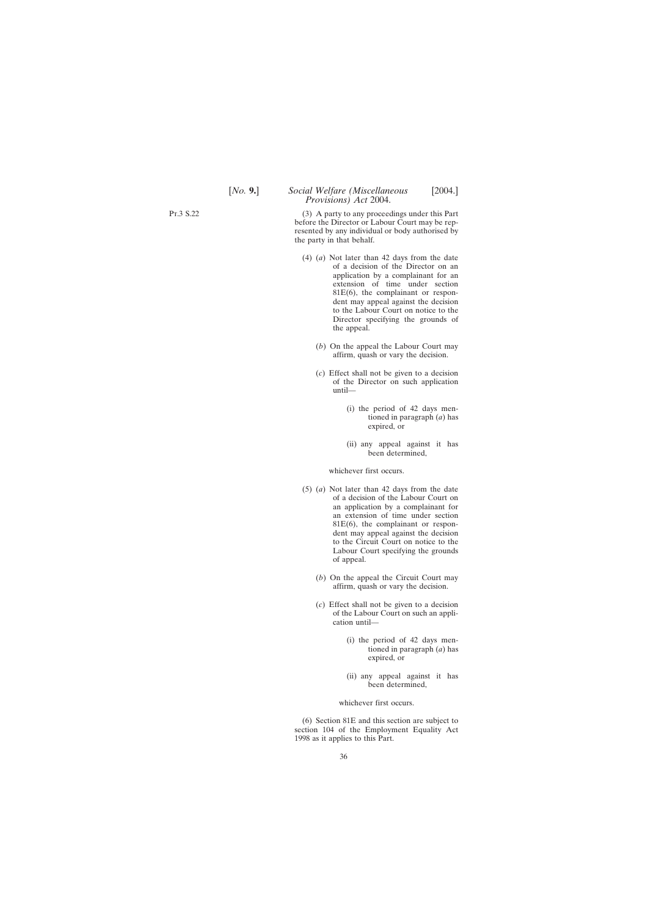Pt.3 S.22

(3) A party to any proceedings under this Part before the Director or Labour Court may be represented by any individual or body authorised by the party in that behalf.

(4) (*a*) Not later than 42 days from the date of a decision of the Director on an application by a complainant for an extension of time under section 81E(6), the complainant or respondent may appeal against the decision to the Labour Court on notice to the Director specifying the grounds of the appeal.

(*b*) On the appeal the Labour Court may affirm, quash or vary the decision.

(*c*) Effect shall not be given to a decision of the Director on such application until—

(i) the period of 42 days mentioned in paragraph (*a*) has expired, or

(ii) any appeal against it has been determined,

whichever first occurs.

(5) (*a*) Not later than 42 days from the date of a decision of the Labour Court on an application by a complainant for an extension of time under section 81E(6), the complainant or respondent may appeal against the decision to the Circuit Court on notice to the Labour Court specifying the grounds of appeal.

(*b*) On the appeal the Circuit Court may affirm, quash or vary the decision.

(*c*) Effect shall not be given to a decision of the Labour Court on such an application until—

(i) the period of 42 days mentioned in paragraph (*a*) has expired, or

(ii) any appeal against it has been determined,

whichever first occurs.

(6) Section 81E and this section are subject to section 104 of the Employment Equality Act 1998 as it applies to this Part.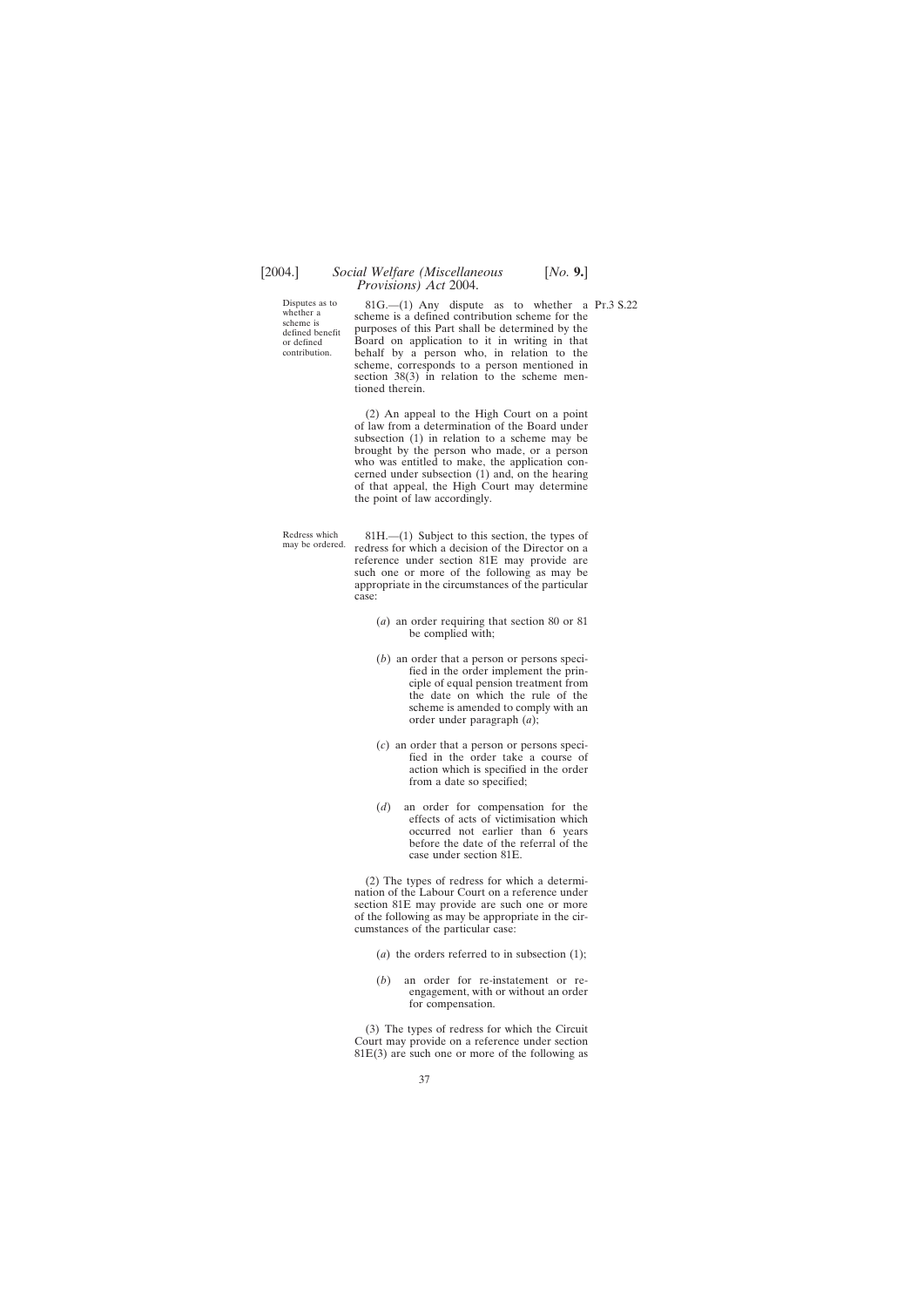Disputes as to whether a scheme is defined benefit or defined contribution.

81G.—(1) Any dispute as to whether a scheme is a defined contribution scheme for the purposes of this Part shall be determined by the Board on application to it in writing in that behalf by a person who, in relation to the scheme, corresponds to a person mentioned in section 38(3) in relation to the scheme mentioned therein.

Pt.3 S.22

(2) An appeal to the High Court on a point of law from a determination of the Board under subsection (1) in relation to a scheme may be brought by the person who made, or a person who was entitled to make, the application concerned under subsection (1) and, on the hearing of that appeal, the High Court may determine the point of law accordingly.

Redress which may be ordered.

81H.—(1) Subject to this section, the types of redress for which a decision of the Director on a reference under section 81E may provide are such one or more of the following as may be appropriate in the circumstances of the particular case:

(*a*) an order requiring that section 80 or 81 be complied with;

(*b*) an order that a person or persons specified in the order implement the principle of equal pension treatment from the date on which the rule of the scheme is amended to comply with an order under paragraph (*a*);

(*c*) an order that a person or persons specified in the order take a course of action which is specified in the order from a date so specified;

(*d*) an order for compensation for the effects of acts of victimisation which occurred not earlier than 6 years before the date of the referral of the case under section 81E.

(2) The types of redress for which a determination of the Labour Court on a reference under section 81E may provide are such one or more of the following as may be appropriate in the circumstances of the particular case:

(*a*) the orders referred to in subsection (1);

(*b*) an order for re-instatement or re-engagement, with or without an order for compensation.

(3) The types of redress for which the Circuit Court may provide on a reference under section 81E(3) are such one or more of the following as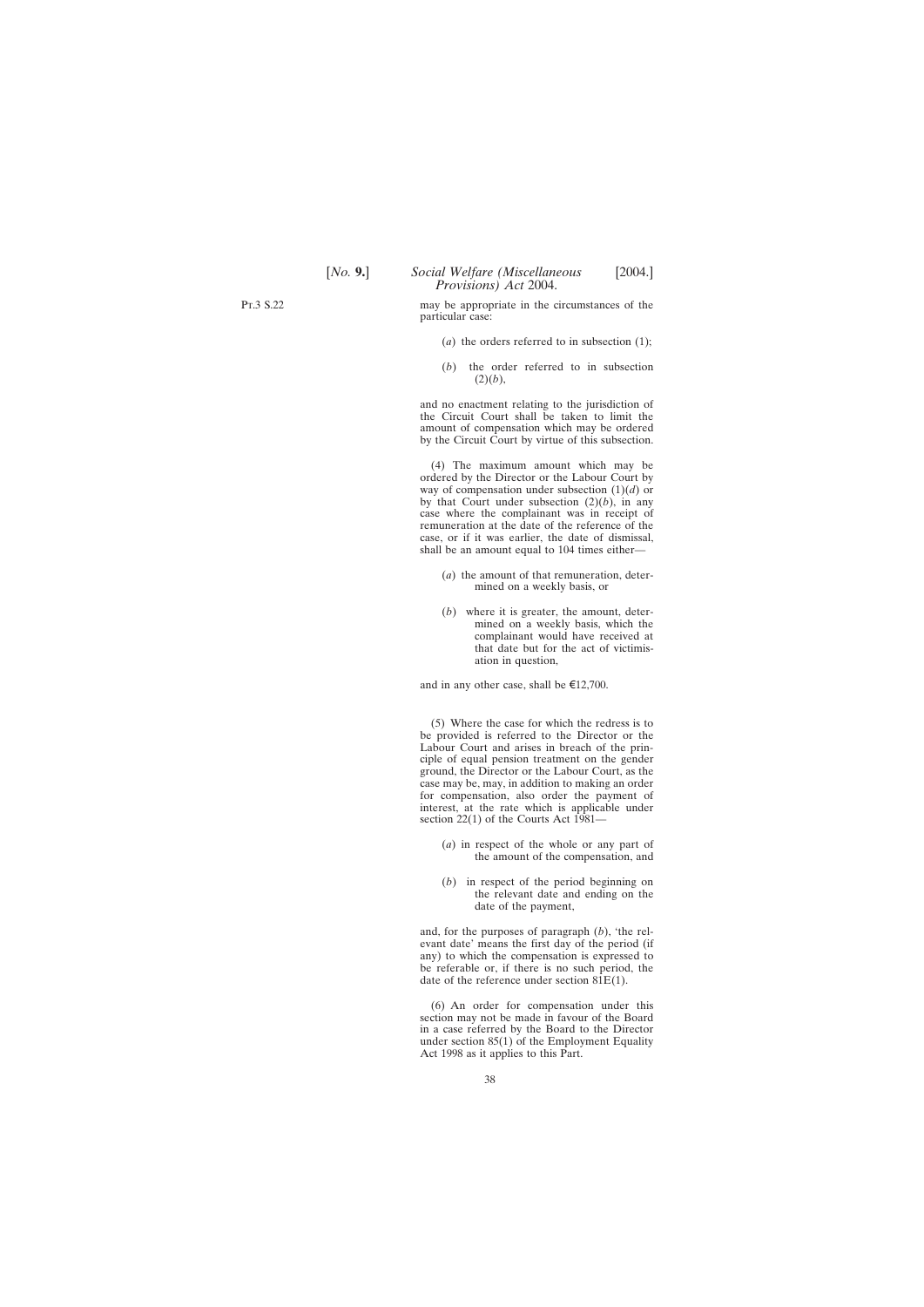may be appropriate in the circumstances of the particular case:

(*a*) the orders referred to in subsection (1);

(*b*) the order referred to in subsection (2)(*b*),

and no enactment relating to the jurisdiction of the Circuit Court shall be taken to limit the amount of compensation which may be ordered by the Circuit Court by virtue of this subsection.

(4) The maximum amount which may be ordered by the Director or the Labour Court by way of compensation under subsection (1)(*d*) or by that Court under subsection (2)(*b*), in any case where the complainant was in receipt of remuneration at the date of the reference of the case, or if it was earlier, the date of dismissal, shall be an amount equal to 104 times either—

(*a*) the amount of that remuneration, determined on a weekly basis, or

(*b*) where it is greater, the amount, determined on a weekly basis, which the complainant would have received at that date but for the act of victimisation in question,

and in any other case, shall be €12,700.

(5) Where the case for which the redress is to be provided is referred to the Director or the Labour Court and arises in breach of the principle of equal pension treatment on the gender ground, the Director or the Labour Court, as the case may be, may, in addition to making an order for compensation, also order the payment of interest, at the rate which is applicable under section 22(1) of the Courts Act 1981—

(*a*) in respect of the whole or any part of the amount of the compensation, and

(*b*) in respect of the period beginning on the relevant date and ending on the date of the payment,

and, for the purposes of paragraph (*b*), 'the relevant date' means the first day of the period (if any) to which the compensation is expressed to be referable or, if there is no such period, the date of the reference under section 81E(1).

(6) An order for compensation under this section may not be made in favour of the Board in a case referred by the Board to the Director under section 85(1) of the Employment Equality Act 1998 as it applies to this Part.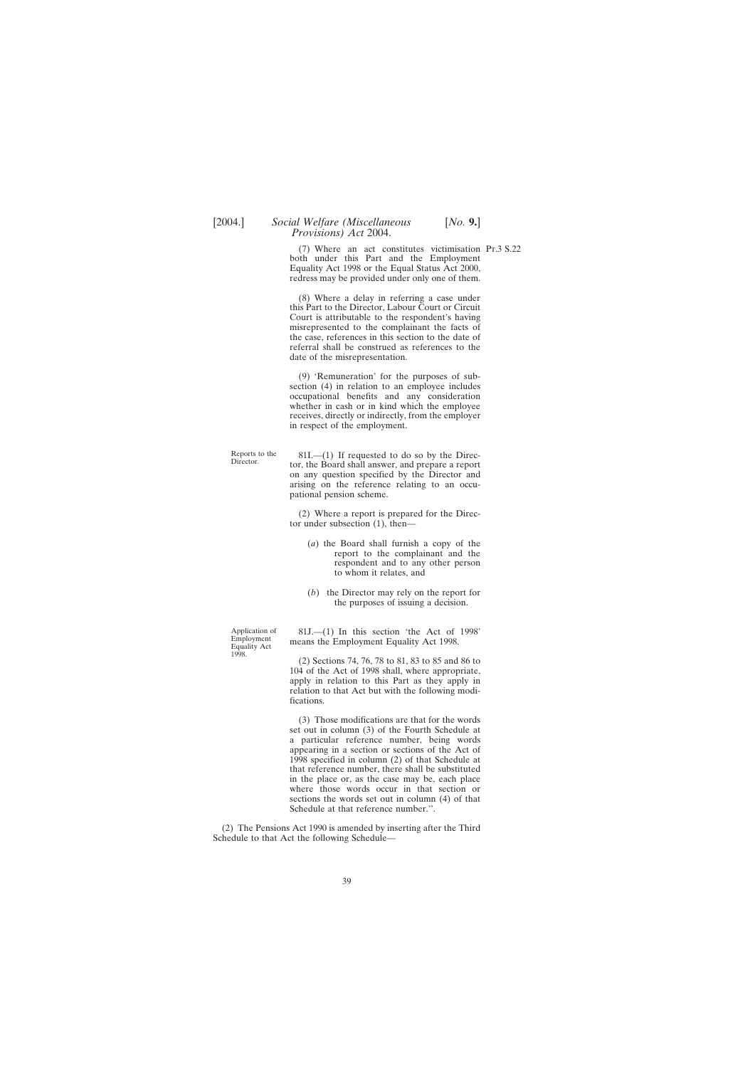(7) Where an act constitutes victimisation both under this Part and the Employment Equality Act 1998 or the Equal Status Act 2000, redress may be provided under only one of them.

Pt.3 S.22

(8) Where a delay in referring a case under this Part to the Director, Labour Court or Circuit Court is attributable to the respondent's having misrepresented to the complainant the facts of the case, references in this section to the date of referral shall be construed as references to the date of the misrepresentation.

(9) 'Remuneration' for the purposes of subsection (4) in relation to an employee includes occupational benefits and any consideration whether in cash or in kind which the employee receives, directly or indirectly, from the employer in respect of the employment.

Reports to the Director.

81I.—(1) If requested to do so by the Director, the Board shall answer, and prepare a report on any question specified by the Director and arising on the reference relating to an occupational pension scheme.

(2) Where a report is prepared for the Director under subsection (1), then—

(*a*) the Board shall furnish a copy of the report to the complainant and the respondent and to any other person to whom it relates, and

(*b*) the Director may rely on the report for the purposes of issuing a decision.

Application of Employment Equality Act 1998.

81J.—(1) In this section 'the Act of 1998' means the Employment Equality Act 1998.

(2) Sections 74, 76, 78 to 81, 83 to 85 and 86 to 104 of the Act of 1998 shall, where appropriate, apply in relation to this Part as they apply in relation to that Act but with the following modifications.

(3) Those modifications are that for the words set out in column (3) of the Fourth Schedule at a particular reference number, being words appearing in a section or sections of the Act of 1998 specified in column (2) of that Schedule at that reference number, there shall be substituted in the place or, as the case may be, each place where those words occur in that section or sections the words set out in column (4) of that Schedule at that reference number.".

(2) The Pensions Act 1990 is amended by inserting after the Third Schedule to that Act the following Schedule—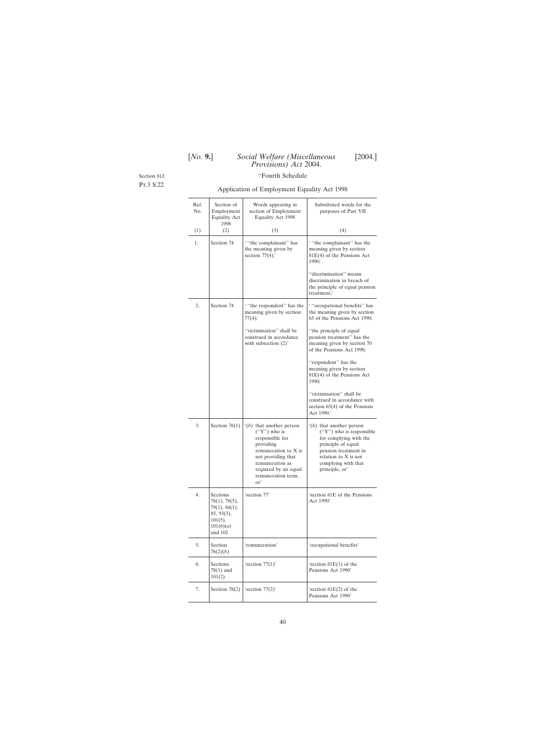Section 81J.

Pt.3 S.22

"Fourth Schedule

Application of Employment Equality Act 1998

| Ref. No. | Section of Employment Equality Act 1998 | Words appearing in section of Employment Equality Act 1998 | Substituted words for the purposes of Part VII |
|---|---|---|---|
| (1) | (2) | (3) | (4) |
| 1. | Section 74 | ' "the complainant" has the meaning given by section 77(4);' | ' "the complainant" has the meaning given by section 81E(4) of the Pensions Act 1990; "discrimination" means discrimination in breach of the principle of equal pension treatment;' |
| 2. | Section 74 | ' "the respondent" has the meaning given by section 77(4); "victimisation" shall be construed in accordance with subsection (2)' | ' "occupational benefits" has the meaning given by section 65 of the Pensions Act 1990; "the principle of equal pension treatment" has the meaning given by section 70 of the Pensions Act 1990; "respondent" has the meaning given by section 81E(4) of the Pensions Act 1990; "victimisation" shall be construed in accordance with section 65(4) of the Pensions Act 1990.' |
| 3. | Section 76(1) | '(*b*) that another person ("Y") who is responsible for providing remuneration to X is not providing that remuneration as required by an equal remuneration term, or' | '(*b*) that another person ("Y") who is responsible for complying with the principle of equal pension treatment in relation to X is not complying with that principle, or' |
| 4. | Sections 76(1), 78(5), 79(1), 84(1), 85, 93(3), 101(5), 101(6)(*a*) and 102 | 'section 77' | 'section 81E of the Pensions Act 1990' |
| 5. | Section 76(2)(*b*) | 'remuneration' | 'occupational benefits' |
| 6. | Sections 78(1) and 101(2) | 'section 77(1)' | 'section 81E(1) of the Pensions Act 1990' |
| 7. | Section 78(2) | 'section 77(2)' | 'section 81E(2) of the Pensions Act 1990' |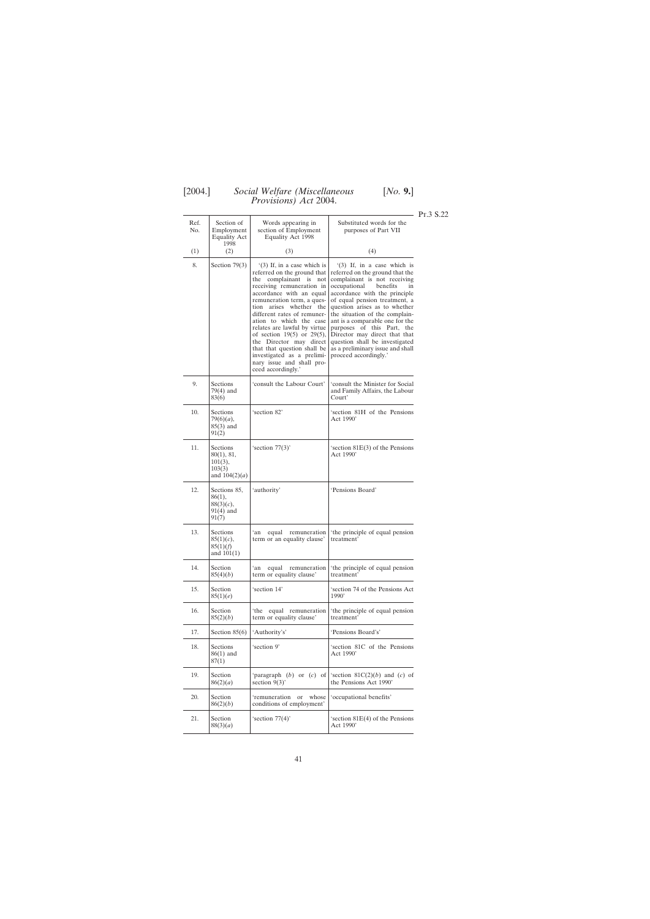| Ref. No. | Section of Employment Equality Act 1998 | Words appearing in section of Employment Equality Act 1998 | Substituted words for the purposes of Part VII |
|---|---|---|---|
| (1) | (2) | (3) | (4) |
| 8. | Section 79(3) | '(3) If, in a case which is referred on the ground that the complainant is not receiving remuneration in accordance with an equal remuneration term, a question arises whether the different rates of remuneration to which the case relates are lawful by virtue of section 19(5) or 29(5), the Director may direct that that question shall be investigated as a preliminary issue and shall proceed accordingly.' | '(3) If, in a case which is referred on the ground that the complainant is not receiving occupational benefits in accordance with the principle of equal pension treatment, a question arises as to whether the situation of the complainant is a comparable one for the purposes of this Part, the Director may direct that that question shall be investigated as a preliminary issue and shall proceed accordingly.' |
| 9. | Sections 79(4) and 83(6) | 'consult the Labour Court' | 'consult the Minister for Social and Family Affairs, the Labour Court' |
| 10. | Sections 79(6)(*a*), 85(3) and 91(2) | 'section 82' | 'section 81H of the Pensions Act 1990' |
| 11. | Sections 80(1), 81, 101(3), 103(3) and 104(2)(*a*) | 'section 77(3)' | 'section 81E(3) of the Pensions Act 1990' |
| 12. | Sections 85, 86(1), 88(3)(*c*), 91(4) and 91(7) | 'authority' | 'Pensions Board' |
| 13. | Sections 85(1)(*c*), 85(1)(*f*) and 101(1) | 'an equal remuneration term or an equality clause' | 'the principle of equal pension treatment' |
| 14. | Section 85(4)(*b*) | 'an equal remuneration term or equality clause' | 'the principle of equal pension treatment' |
| 15. | Section 85(1)(*e*) | 'section 14' | 'section 74 of the Pensions Act 1990' |
| 16. | Section 85(2)(*b*) | 'the equal remuneration term or equality clause' | 'the principle of equal pension treatment' |
| 17. | Section 85(6) | 'Authority's' | 'Pensions Board's' |
| 18. | Sections 86(1) and 87(1) | 'section 9' | 'section 81C of the Pensions Act 1990' |
| 19. | Section 86(2)(*a*) | 'paragraph (*b*) or (*c*) of section 9(3)' | 'section 81C(2)(*b*) and (*c*) of the Pensions Act 1990' |
| 20. | Section 86(2)(*b*) | 'remuneration or whose conditions of employment' | 'occupational benefits' |
| 21. | Section 88(3)(*a*) | 'section 77(4)' | 'section 81E(4) of the Pensions Act 1990' |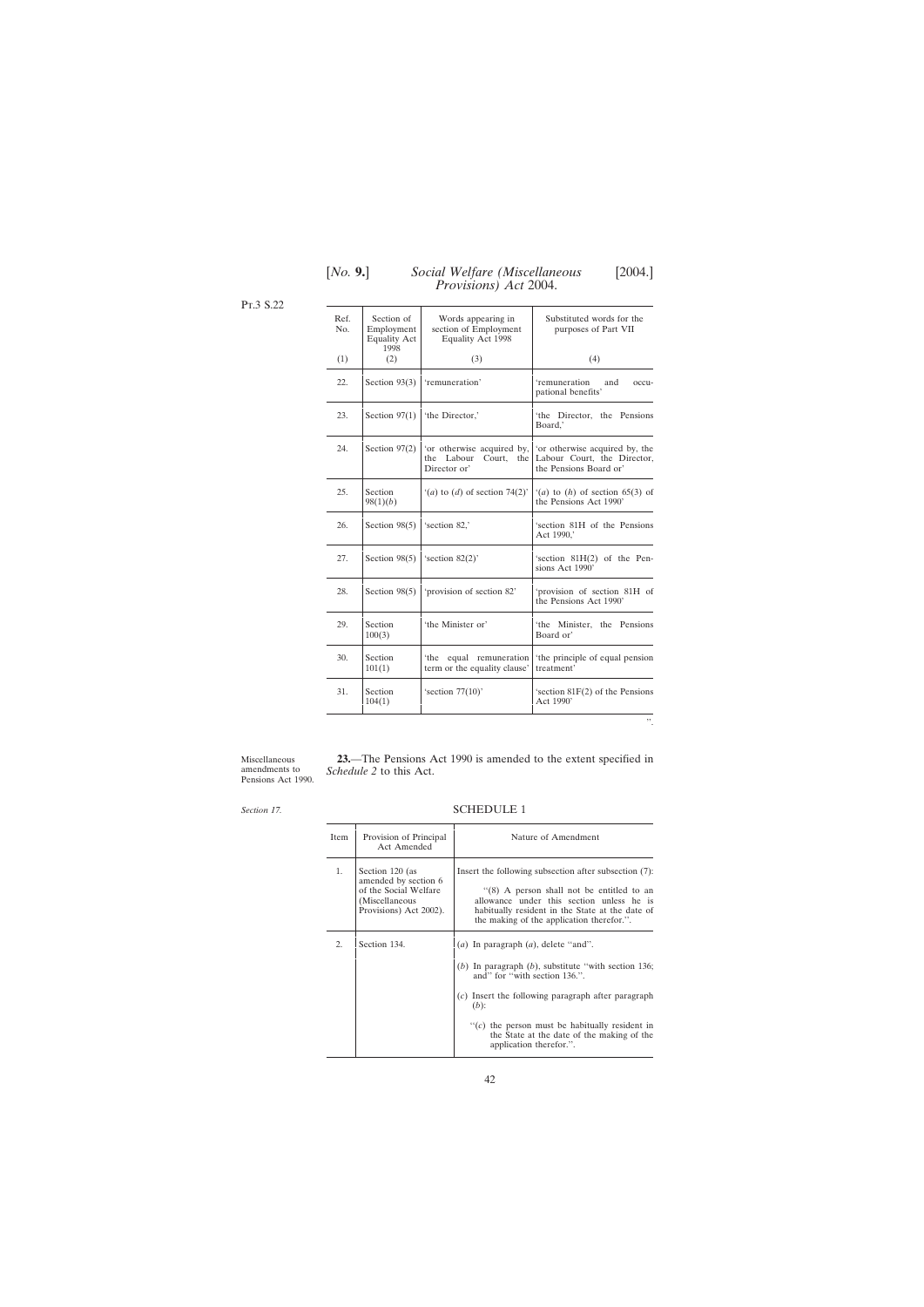Pt.3 S.22

| Ref. No. | Section of Employment Equality Act 1998 | Words appearing in section of Employment Equality Act 1998 | Substituted words for the purposes of Part VII |
|---|---|---|---|
| (1) | (2) | (3) | (4) |
| 22. | Section 93(3) | 'remuneration' | 'remuneration and occupational benefits' |
| 23. | Section 97(1) | 'the Director,' | 'the Director, the Pensions Board,' |
| 24. | Section 97(2) | 'or otherwise acquired by, the Labour Court, the Director or' | 'or otherwise acquired by, the Labour Court, the Director, the Pensions Board or' |
| 25. | Section 98(1)(*b*) | '(*a*) to (*d*) of section 74(2)' | '(*a*) to (*h*) of section 65(3) of the Pensions Act 1990' |
| 26. | Section 98(5) | 'section 82,' | 'section 81H of the Pensions Act 1990,' |
| 27. | Section 98(5) | 'section 82(2)' | 'section 81H(2) of the Pensions Act 1990' |
| 28. | Section 98(5) | 'provision of section 82' | 'provision of section 81H of the Pensions Act 1990' |
| 29. | Section 100(3) | 'the Minister or' | 'the Minister, the Pensions Board or' |
| 30. | Section 101(1) | 'the equal remuneration term or the equality clause' | 'the principle of equal pension treatment' |
| 31. | Section 104(1) | 'section 77(10)' | 'section 81F(2) of the Pensions Act 1990' |

".

Miscellaneous amendments to Pensions Act 1990.

**23.**—The Pensions Act 1990 is amended to the extent specified in *Schedule 2* to this Act.

*Section 17.*

SCHEDULE 1

| Item | Provision of Principal Act Amended | Nature of Amendment |
|---|---|---|
| 1. | Section 120 (as amended by section 6 of the Social Welfare (Miscellaneous Provisions) Act 2002). | Insert the following subsection after subsection (7): "(8) A person shall not be entitled to an allowance under this section unless he is habitually resident in the State at the date of the making of the application therefor.". |
| 2. | Section 134. | (*a*) In paragraph (*a*), delete "and". (*b*) In paragraph (*b*), substitute "with section 136; and" for "with section 136.". (*c*) Insert the following paragraph after paragraph (*b*): "(*c*) the person must be habitually resident in the State at the date of the making of the application therefor.". |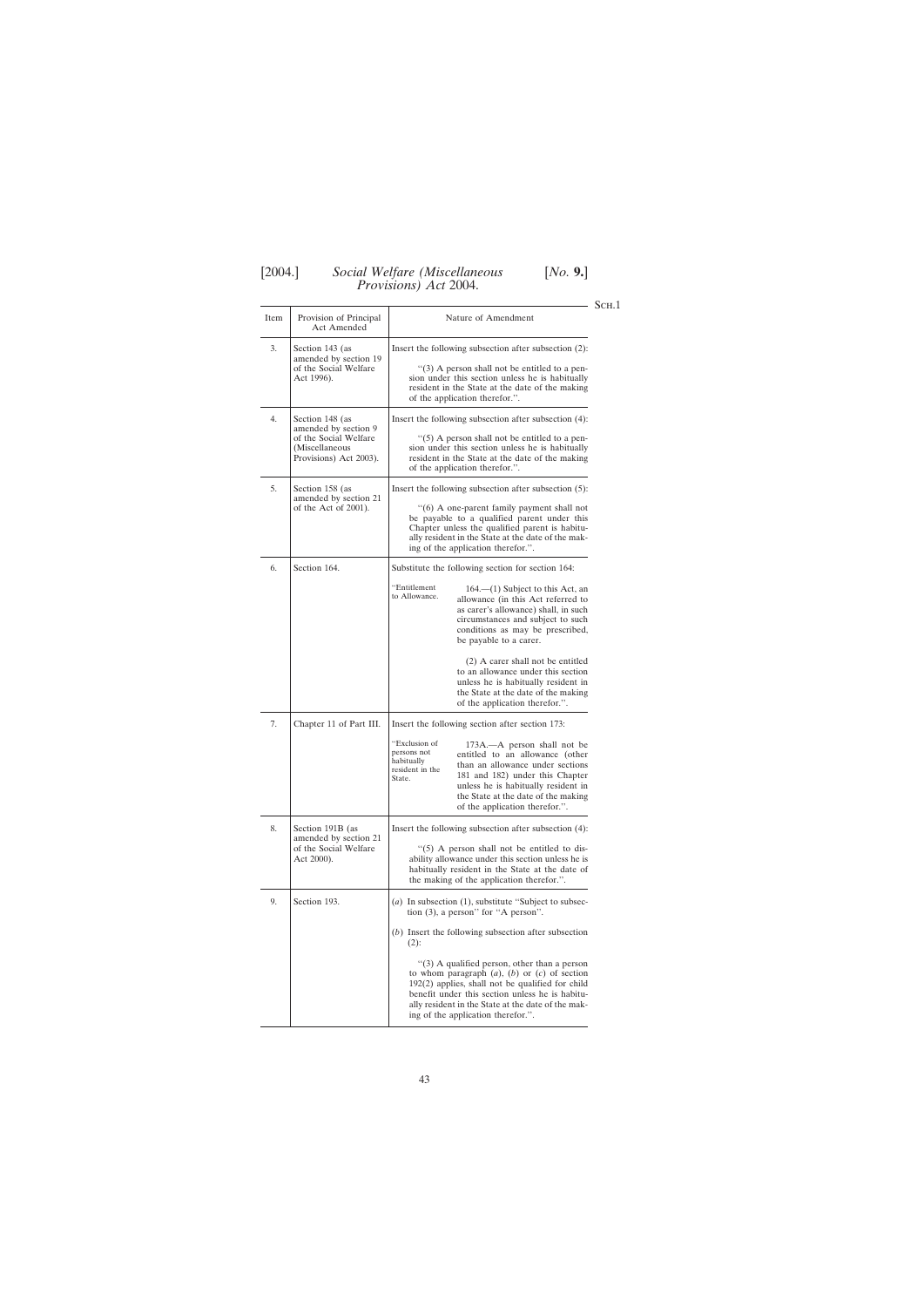| Item | Provision of Principal Act Amended | Nature of Amendment |
|---|---|---|
| 3. | Section 143 (as amended by section 19 of the Social Welfare Act 1996). | Insert the following subsection after subsection (2): “(3) A person shall not be entitled to a pension under this section unless he is habitually resident in the State at the date of the making of the application therefor.”. |
| 4. | Section 148 (as amended by section 9 of the Social Welfare (Miscellaneous Provisions) Act 2003). | Insert the following subsection after subsection (4): “(5) A person shall not be entitled to a pension under this section unless he is habitually resident in the State at the date of the making of the application therefor.”. |
| 5. | Section 158 (as amended by section 21 of the Act of 2001). | Insert the following subsection after subsection (5): “(6) A one-parent family payment shall not be payable to a qualified parent under this Chapter unless the qualified parent is habitually resident in the State at the date of the making of the application therefor.”. |
| 6. | Section 164. | Substitute the following section for section 164: “Entitlement to Allowance. 164.—(1) Subject to this Act, an allowance (in this Act referred to as carer’s allowance) shall, in such circumstances and subject to such conditions as may be prescribed, be payable to a carer. (2) A carer shall not be entitled to an allowance under this section unless he is habitually resident in the State at the date of the making of the application therefor.”. |
| 7. | Chapter 11 of Part III. | Insert the following section after section 173: “Exclusion of persons not habitually resident in the State. 173A.—A person shall not be entitled to an allowance (other than an allowance under sections 181 and 182) under this Chapter unless he is habitually resident in the State at the date of the making of the application therefor.”. |
| 8. | Section 191B (as amended by section 21 of the Social Welfare Act 2000). | Insert the following subsection after subsection (4): “(5) A person shall not be entitled to disability allowance under this section unless he is habitually resident in the State at the date of the making of the application therefor.”. |
| 9. | Section 193. | (*a*) In subsection (1), substitute “Subject to subsection (3), a person” for “A person”. (*b*) Insert the following subsection after subsection (2): “(3) A qualified person, other than a person to whom paragraph (*a*), (*b*) or (*c*) of section 192(2) applies, shall not be qualified for child benefit under this section unless he is habitually resident in the State at the date of the making of the application therefor.”. |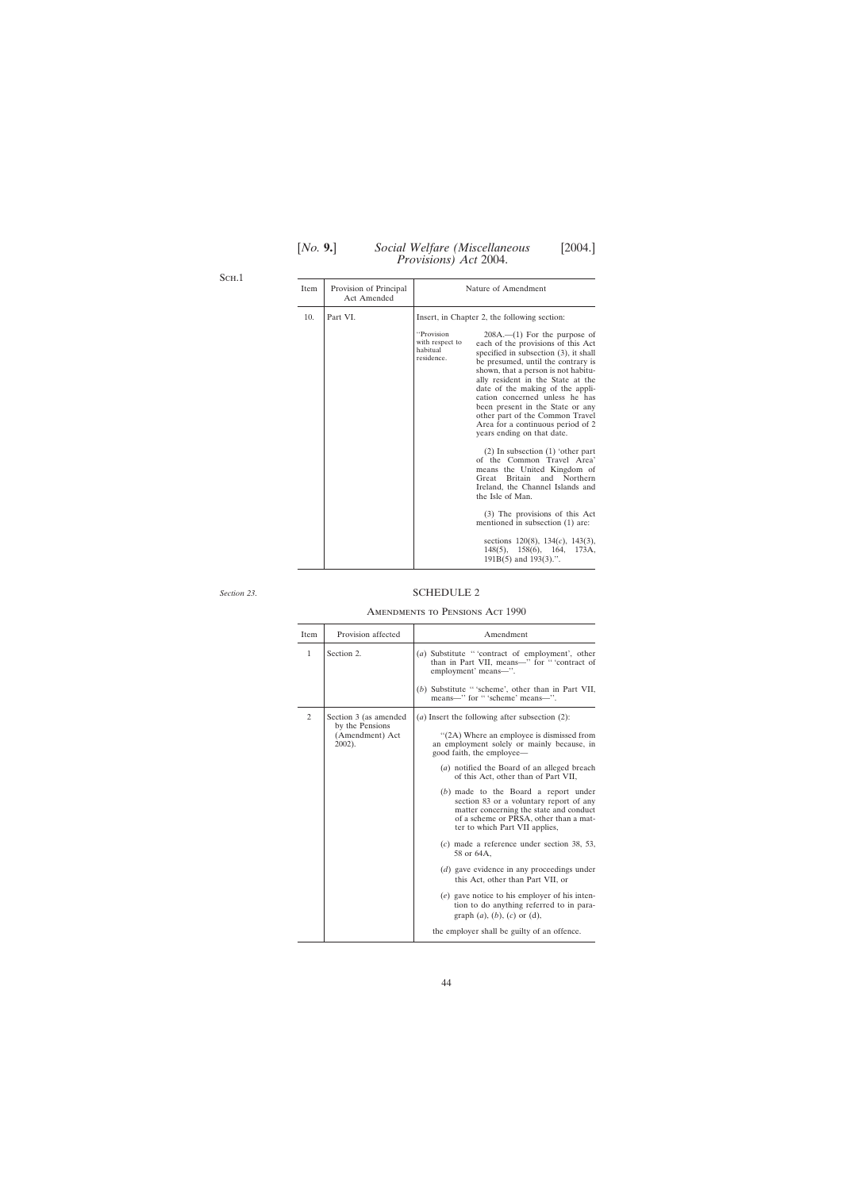Sch.1

| Item | Provision of Principal Act Amended | Nature of Amendment |
|---|---|---|
| 10. | Part VI. | Insert, in Chapter 2, the following section:<br><br>"Provision with respect to habitual residence. 208A.—(1) For the purpose of each of the provisions of this Act specified in subsection (3), it shall be presumed, until the contrary is shown, that a person is not habitually resident in the State at the date of the making of the application concerned unless he has been present in the State or any other part of the Common Travel Area for a continuous period of 2 years ending on that date.<br><br>(2) In subsection (1) 'other part of the Common Travel Area' means the United Kingdom of Great Britain and Northern Ireland, the Channel Islands and the Isle of Man.<br><br>(3) The provisions of this Act mentioned in subsection (1) are:<br><br>sections 120(8), 134(*c*), 143(3), 148(5), 158(6), 164, 173A, 191B(5) and 193(3).". |

*Section 23.*

## SCHEDULE 2

### Amendments to Pensions Act 1990

| Item | Provision affected | Amendment |
|---|---|---|
| 1 | Section 2. | (*a*) Substitute " 'contract of employment', other than in Part VII, means—" for " 'contract of employment' means—".<br><br>(*b*) Substitute " 'scheme', other than in Part VII, means—" for " 'scheme' means—". |
| 2 | Section 3 (as amended by the Pensions (Amendment) Act 2002). | (*a*) Insert the following after subsection (2):<br><br>"(2A) Where an employee is dismissed from an employment solely or mainly because, in good faith, the employee—<br><br>(*a*) notified the Board of an alleged breach of this Act, other than of Part VII,<br><br>(*b*) made to the Board a report under section 83 or a voluntary report of any matter concerning the state and conduct of a scheme or PRSA, other than a matter to which Part VII applies,<br><br>(*c*) made a reference under section 38, 53, 58 or 64A,<br><br>(*d*) gave evidence in any proceedings under this Act, other than Part VII, or<br><br>(*e*) gave notice to his employer of his intention to do anything referred to in paragraph (*a*), (*b*), (*c*) or (d),<br><br>the employer shall be guilty of an offence. |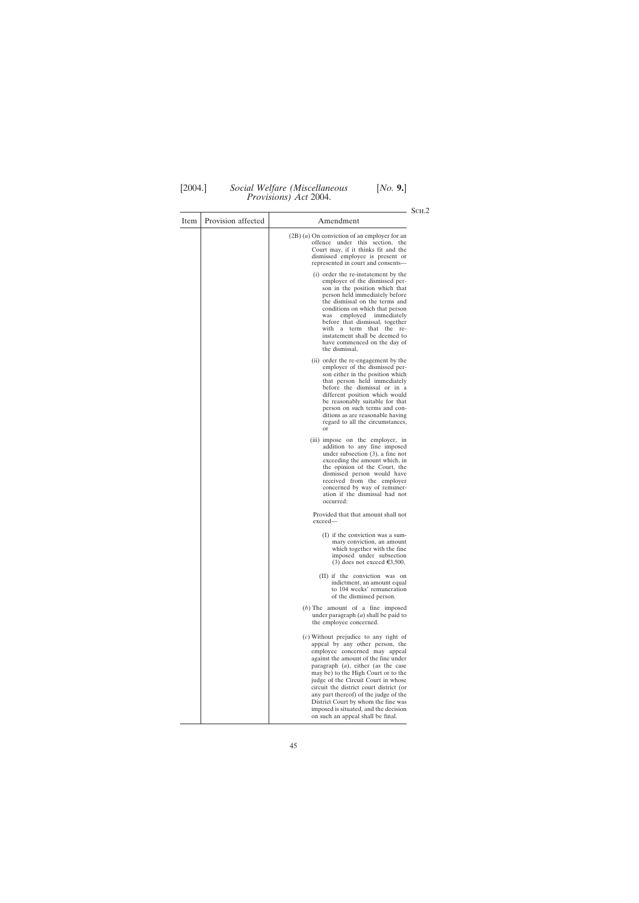| Item | Provision affected | Amendment |
|---|---|---|
| | | (2B) (*a*) On conviction of an employer for an offence under this section, the Court may, if it thinks fit and the dismissed employee is present or represented in court and consents— <br><br> (i) order the re-instatement by the employer of the dismissed person in the position which that person held immediately before the dismissal on the terms and conditions on which that person was employed immediately before that dismissal, together with a term that the re-instatement shall be deemed to have commenced on the day of the dismissal, <br><br> (ii) order the re-engagement by the employer of the dismissed person either in the position which that person held immediately before the dismissal or in a different position which would be reasonably suitable for that person on such terms and conditions as are reasonable having regard to all the circumstances, or <br><br> (iii) impose on the employer, in addition to any fine imposed under subsection (3), a fine not exceeding the amount which, in the opinion of the Court, the dismissed person would have received from the employer concerned by way of remuneration if the dismissal had not occurred: <br><br> Provided that that amount shall not exceed— <br><br> (I) if the conviction was a summary conviction, an amount which together with the fine imposed under subsection (3) does not exceed €3,500, <br><br> (II) if the conviction was on indictment, an amount equal to 104 weeks' remuneration of the dismissed person. <br><br> (*b*) The amount of a fine imposed under paragraph (*a*) shall be paid to the employee concerned. <br><br> (*c*) Without prejudice to any right of appeal by any other person, the employee concerned may appeal against the amount of the fine under paragraph (*a*), either (as the case may be) to the High Court or to the judge of the Circuit Court in whose circuit the district court district (or any part thereof) of the judge of the District Court by whom the fine was imposed is situated, and the decision on such an appeal shall be final. |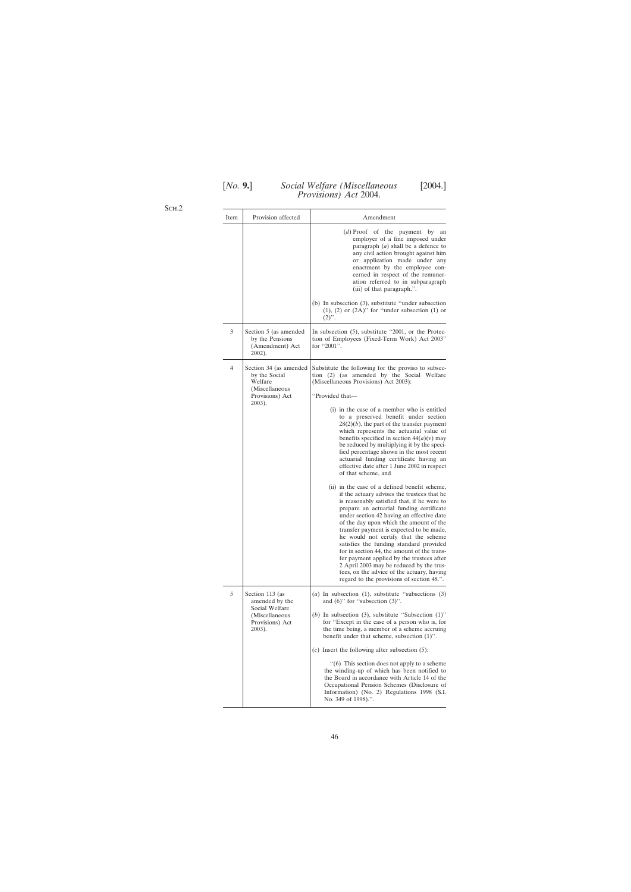Sch.2

| Item | Provision affected | Amendment |
|---|---|---|
| | | (*d*) Proof of the payment by an employer of a fine imposed under paragraph (*a*) shall be a defence to any civil action brought against him or application made under any enactment by the employee concerned in respect of the remuneration referred to in subparagraph (iii) of that paragraph.''.<br><br>(b) In subsection (3), substitute ''under subsection (1), (2) or (2A)'' for ''under subsection (1) or (2)''. |
| 3 | Section 5 (as amended by the Pensions (Amendment) Act 2002). | In subsection (5), substitute ''2001, or the Protection of Employees (Fixed-Term Work) Act 2003'' for ''2001''. |
| 4 | Section 34 (as amended by the Social Welfare (Miscellaneous Provisions) Act 2003). | Substitute the following for the proviso to subsection (2) (as amended by the Social Welfare (Miscellaneous Provisions) Act 2003):<br><br>''Provided that—<br><br>(i) in the case of a member who is entitled to a preserved benefit under section 28(2)(*b*), the part of the transfer payment which represents the actuarial value of benefits specified in section 44(*a*)(v) may be reduced by multiplying it by the specified percentage shown in the most recent actuarial funding certificate having an effective date after 1 June 2002 in respect of that scheme, and<br><br>(ii) in the case of a defined benefit scheme, if the actuary advises the trustees that he is reasonably satisfied that, if he were to prepare an actuarial funding certificate under section 42 having an effective date of the day upon which the amount of the transfer payment is expected to be made, he would not certify that the scheme satisfies the funding standard provided for in section 44, the amount of the transfer payment applied by the trustees after 2 April 2003 may be reduced by the trustees, on the advice of the actuary, having regard to the provisions of section 48.''. |
| 5 | Section 113 (as amended by the Social Welfare (Miscellaneous Provisions) Act 2003). | (*a*) In subsection (1), substitute ''subsections (3) and (6)'' for ''subsection (3)''.<br><br>(*b*) In subsection (3), substitute ''Subsection (1)'' for ''Except in the case of a person who is, for the time being, a member of a scheme accruing benefit under that scheme, subsection (1)''.<br><br>(*c*) Insert the following after subsection (5):<br><br>''(6) This section does not apply to a scheme the winding-up of which has been notified to the Board in accordance with Article 14 of the Occupational Pension Schemes (Disclosure of Information) (No. 2) Regulations 1998 (S.I. No. 349 of 1998).''. |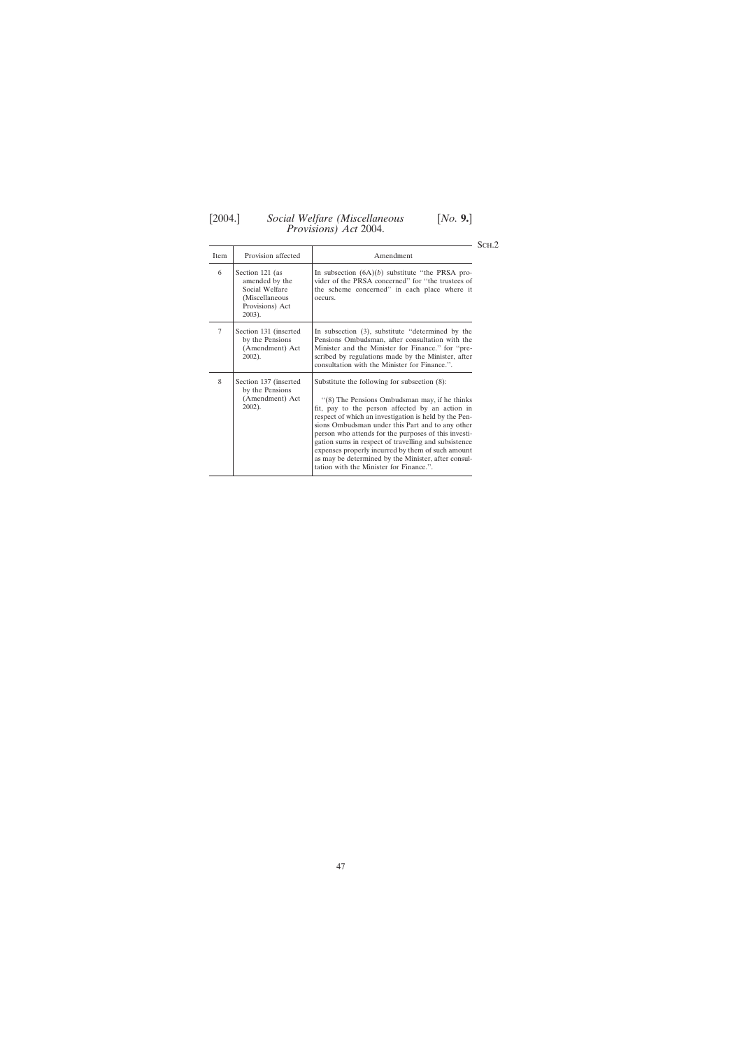| Item | Provision affected | Amendment |
|---|---|---|
| 6 | Section 121 (as amended by the Social Welfare (Miscellaneous Provisions) Act 2003). | In subsection (6A)(*b*) substitute "the PRSA provider of the PRSA concerned" for "the trustees of the scheme concerned" in each place where it occurs. |
| 7 | Section 131 (inserted by the Pensions (Amendment) Act 2002). | In subsection (3), substitute "determined by the Pensions Ombudsman, after consultation with the Minister and the Minister for Finance." for "prescribed by regulations made by the Minister, after consultation with the Minister for Finance.". |
| 8 | Section 137 (inserted by the Pensions (Amendment) Act 2002). | Substitute the following for subsection (8): "(8) The Pensions Ombudsman may, if he thinks fit, pay to the person affected by an action in respect of which an investigation is held by the Pensions Ombudsman under this Part and to any other person who attends for the purposes of this investigation sums in respect of travelling and subsistence expenses properly incurred by them of such amount as may be determined by the Minister, after consultation with the Minister for Finance.". |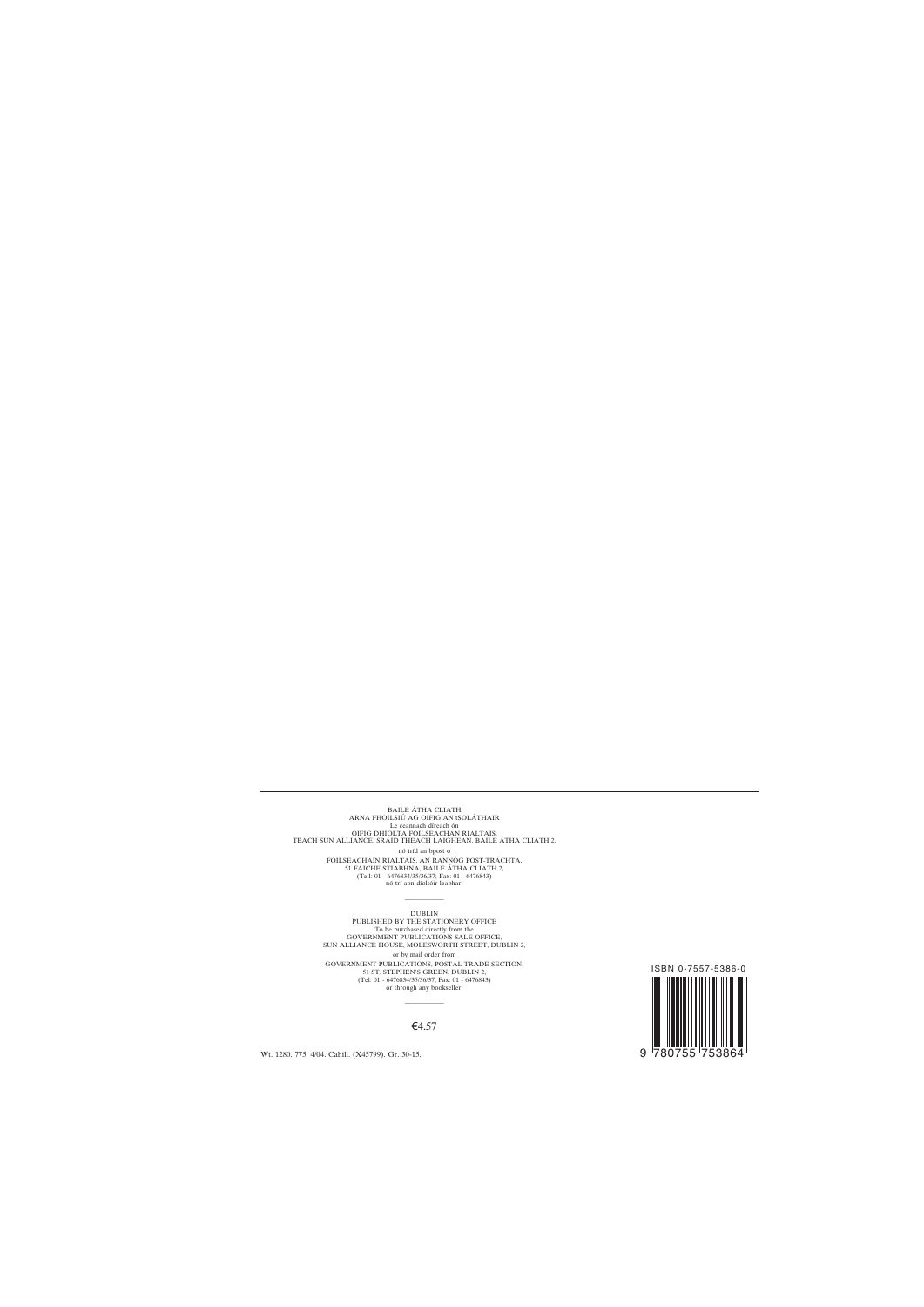BAILE ÁTHA CLIATH
ARNA FHOILSIÚ AG OIFIG AN tSOLÁTHAIR
Le ceannach díreach ón
OIFIG DHÍOLTA FOILSEACHÁN RIALTAIS,
TEACH SUN ALLIANCE, SRÁID THEACH LAIGHEAN, BAILE ÁTHA CLIATH 2,
nó tríd an bpost ó
FOILSEACHÁIN RIALTAIS, AN RANNÓG POST-TRÁCHTA,
51 FAICHE STIABHNA, BAILE ÁTHA CLIATH 2,
(Teil: 01 - 6476834/35/36/37; Fax: 01 - 6476843)
nó trí aon díoltóir leabhar.

---

DUBLIN
PUBLISHED BY THE STATIONERY OFFICE
To be purchased directly from the
GOVERNMENT PUBLICATIONS SALE OFFICE,
SUN ALLIANCE HOUSE, MOLESWORTH STREET, DUBLIN 2,
or by mail order from
GOVERNMENT PUBLICATIONS, POSTAL TRADE SECTION,
51 ST. STEPHEN'S GREEN, DUBLIN 2,
(Tel: 01 - 6476834/35/36/37; Fax: 01 - 6476843)
or through any bookseller.

---

€4.57

ISBN 0-7557-5386-0

9 780755 753864

Wt. 1280. 775. 4/04. Cahill. (X45799). Gr. 30-15.